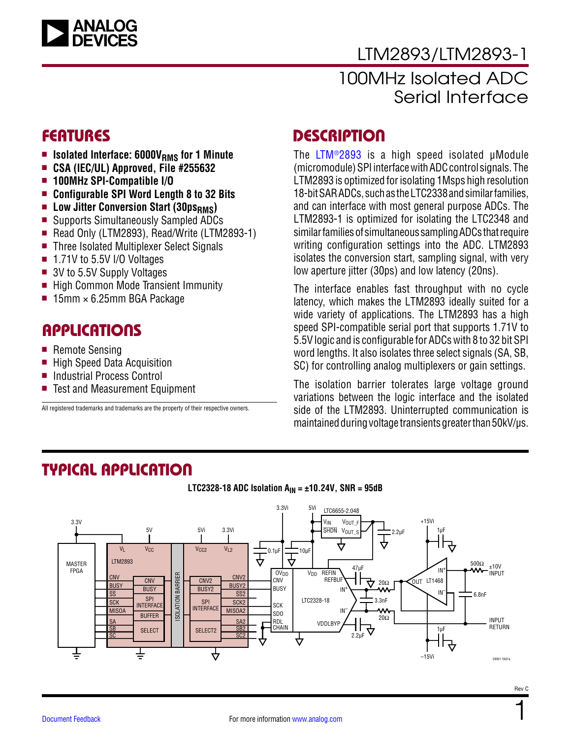# LTM2893/LTM2893-1

## 100MHz Isolated ADC Serial Interface

## FEATURES

- **Isolated Interface: 6000$V_{RMS}$ for 1 Minute**
- **CSA (IEC/UL) Approved, File #255632**
- **100MHz SPI-Compatible I/O**
- **Configurable SPI Word Length 8 to 32 Bits**
- **Low Jitter Conversion Start (30$ps_{RMS}$)**
- Supports Simultaneously Sampled ADCs
- Read Only (LTM2893), Read/Write (LTM2893-1)
- Three Isolated Multiplexer Select Signals
- 1.71V to 5.5V I/O Voltages
- 3V to 5.5V Supply Voltages
- High Common Mode Transient Immunity
- 15mm × 6.25mm BGA Package

## APPLICATIONS

- Remote Sensing
- High Speed Data Acquisition
- Industrial Process Control
- Test and Measurement Equipment

All registered trademarks and trademarks are the property of their respective owners.

## DESCRIPTION

The LTM®2893 is a high speed isolated µModule (micromodule) SPI interface with ADC control signals. The LTM2893 is optimized for isolating 1Msps high resolution 18-bit SAR ADCs, such as the LTC2338 and similar families, and can interface with most general purpose ADCs. The LTM2893-1 is optimized for isolating the LTC2348 and similar families of simultaneous sampling ADCs that require writing configuration settings into the ADC. LTM2893 isolates the conversion start, sampling signal, with very low aperture jitter (30ps) and low latency (20ns).

The interface enables fast throughput with no cycle latency, which makes the LTM2893 ideally suited for a wide variety of applications. The LTM2893 has a high speed SPI-compatible serial port that supports 1.71V to 5.5V logic and is configurable for ADCs with 8 to 32 bit SPI word lengths. It also isolates three select signals (SA, SB, SC) for controlling analog multiplexers or gain settings.

The isolation barrier tolerates large voltage ground variations between the logic interface and the isolated side of the LTM2893. Uninterrupted communication is maintained during voltage transients greater than 50kV/µs.

## TYPICAL APPLICATION

**LTC2328-18 ADC Isolation $A_{IN}$ = ±10.24V, SNR = 95dB**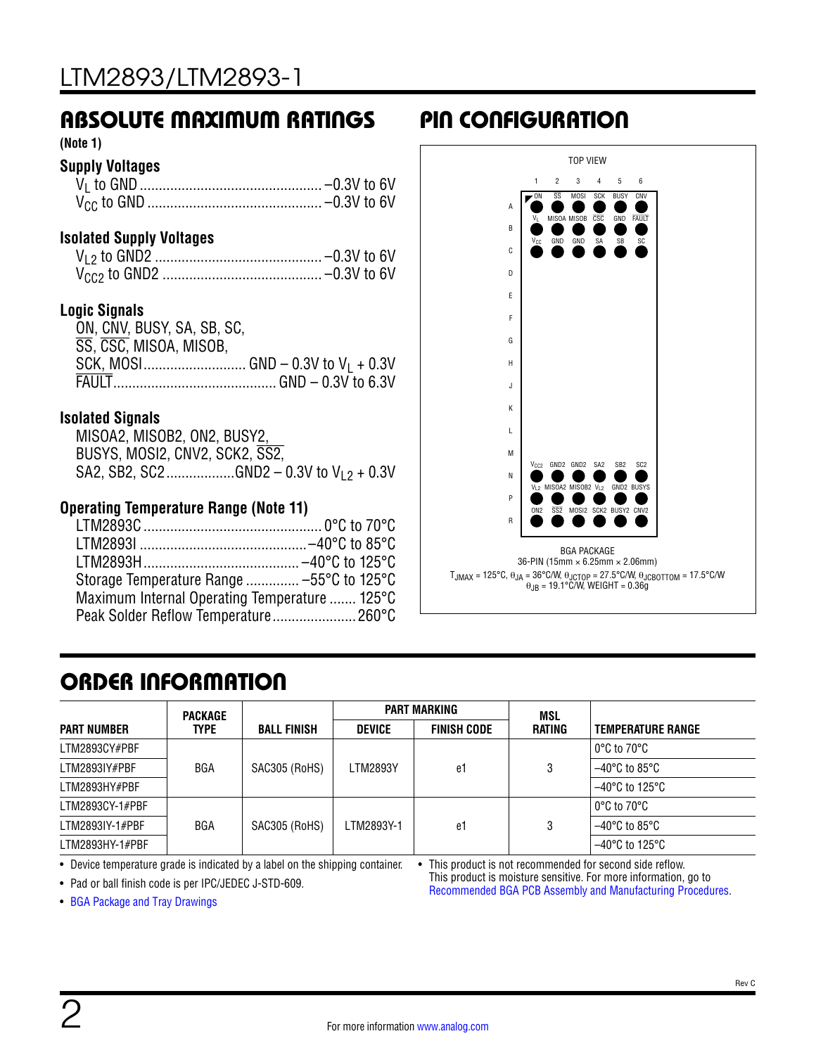## ABSOLUTE MAXIMUM RATINGS

**(Note 1)**

**Supply Voltages**

$V_L$ to GND ............................................ –0.3V to 6V
$V_{CC}$ to GND .......................................... –0.3V to 6V

**Isolated Supply Voltages**

$V_{L2}$ to GND2 ........................................ –0.3V to 6V
$V_{CC2}$ to GND2 ...................................... –0.3V to 6V

**Logic Signals**

ON, CNV, BUSY, SA, SB, SC,
$\overline{SS}$, $\overline{CSC}$, MISOA, MISOB,
SCK, MOSI ......................... GND – 0.3V to $V_L$ + 0.3V
$\overline{FAULT}$ ......................................... GND – 0.3V to 6.3V

**Isolated Signals**

MISOA2, MISOB2, ON2, BUSY2,
BUSYS, MOSI2, CNV2, SCK2, $\overline{SS2}$,
SA2, SB2, SC2 .................GND2 – 0.3V to $V_{L2}$ + 0.3V

**Operating Temperature Range (Note 11)**

LTM2893C ........................................... 0°C to 70°C
LTM2893I ......................................... –40°C to 85°C
LTM2893H ....................................... –40°C to 125°C
Storage Temperature Range ............. –55°C to 125°C
Maximum Internal Operating Temperature ....... 125°C
Peak Solder Reflow Temperature ...................... 260°C

## PIN CONFIGURATION

TOP VIEW

| | 1 | 2 | 3 | 4 | 5 | 6 |
|---|---|---|---|---|---|---|
| A | ON | $\overline{SS}$ | MOSI | SCK | BUSY | CNV |
| B | $V_L$ | MISOA | MISOB | $\overline{CSC}$ | GND | $\overline{FAULT}$ |
| C | $V_{CC}$ | GND | GND | SA | SB | SC |
| D–L | | | | | | |
| M | | | | | | |
| N | $V_{CC2}$ | GND2 | GND2 | SA2 | SB2 | SC2 |
| P | $V_{L2}$ | MISOA2 | MISOB2 | $V_{L2}$ | GND2 | BUSYS |
| R | ON2 | $\overline{SS2}$ | MOSI2 | SCK2 | BUSY2 | CNV2 |

BGA PACKAGE
36-PIN (15mm × 6.25mm × 2.06mm)
$T_{JMAX}$ = 125°C, $\theta_{JA}$ = 36°C/W, $\theta_{JCTOP}$ = 27.5°C/W, $\theta_{JCBOTTOM}$ = 17.5°C/W
$\theta_{JB}$ = 19.1°C/W, WEIGHT = 0.36g

## ORDER INFORMATION

| PART NUMBER | PACKAGE TYPE | BALL FINISH | PART MARKING | | MSL RATING | TEMPERATURE RANGE |
|---|---|---|---|---|---|---|
| | | | DEVICE | FINISH CODE | | |
| LTM2893CY#PBF | BGA | SAC305 (RoHS) | LTM2893Y | e1 | 3 | 0°C to 70°C |
| LTM2893IY#PBF | BGA | SAC305 (RoHS) | LTM2893Y | e1 | 3 | –40°C to 85°C |
| LTM2893HY#PBF | BGA | SAC305 (RoHS) | LTM2893Y | e1 | 3 | –40°C to 125°C |
| LTM2893CY-1#PBF | BGA | SAC305 (RoHS) | LTM2893Y-1 | e1 | 3 | 0°C to 70°C |
| LTM2893IY-1#PBF | BGA | SAC305 (RoHS) | LTM2893Y-1 | e1 | 3 | –40°C to 85°C |
| LTM2893HY-1#PBF | BGA | SAC305 (RoHS) | LTM2893Y-1 | e1 | 3 | –40°C to 125°C |

- Device temperature grade is indicated by a label on the shipping container.
- Pad or ball finish code is per IPC/JEDEC J-STD-609.
- BGA Package and Tray Drawings
- This product is not recommended for second side reflow. This product is moisture sensitive. For more information, go to Recommended BGA PCB Assembly and Manufacturing Procedures.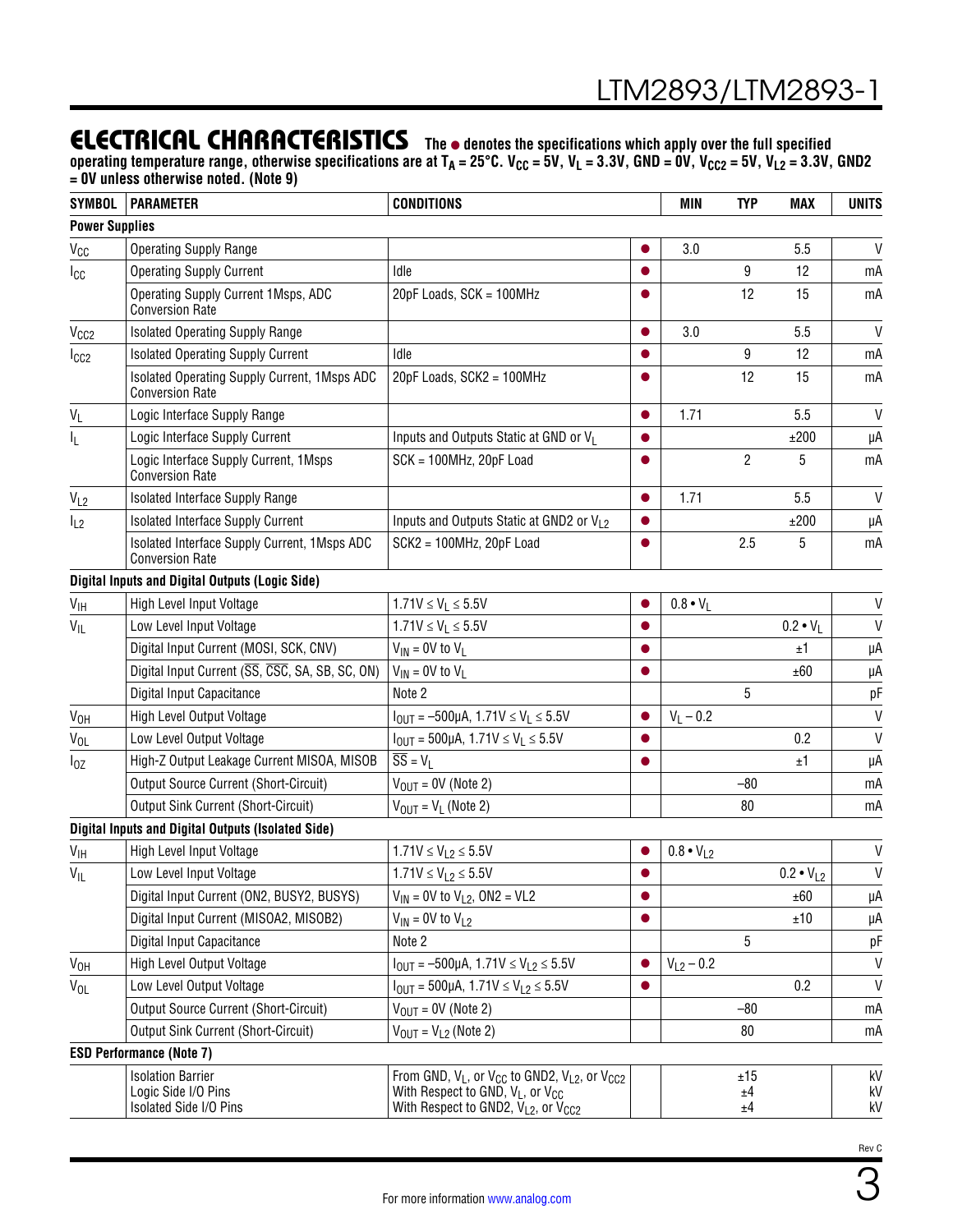## ELECTRICAL CHARACTERISTICS

**The ● denotes the specifications which apply over the full specified operating temperature range, otherwise specifications are at $T_A$ = 25°C. $V_{CC}$ = 5V, $V_L$ = 3.3V, GND = 0V, $V_{CC2}$ = 5V, $V_{L2}$ = 3.3V, GND2 = 0V unless otherwise noted. (Note 9)**

| SYMBOL | PARAMETER | CONDITIONS | | MIN | TYP | MAX | UNITS |
|---|---|---|---|---|---|---|---|
| **Power Supplies** | | | | | | | |
| $V_{CC}$ | Operating Supply Range | | ● | 3.0 | | 5.5 | V |
| $I_{CC}$ | Operating Supply Current | Idle | ● | | 9 | 12 | mA |
| | Operating Supply Current 1Msps, ADC Conversion Rate | 20pF Loads, SCK = 100MHz | ● | | 12 | 15 | mA |
| $V_{CC2}$ | Isolated Operating Supply Range | | ● | 3.0 | | 5.5 | V |
| $I_{CC2}$ | Isolated Operating Supply Current | Idle | ● | | 9 | 12 | mA |
| | Isolated Operating Supply Current, 1Msps ADC Conversion Rate | 20pF Loads, SCK2 = 100MHz | ● | | 12 | 15 | mA |
| $V_L$ | Logic Interface Supply Range | | ● | 1.71 | | 5.5 | V |
| $I_L$ | Logic Interface Supply Current | Inputs and Outputs Static at GND or $V_L$ | ● | | | ±200 | µA |
| | Logic Interface Supply Current, 1Msps Conversion Rate | SCK = 100MHz, 20pF Load | ● | | 2 | 5 | mA |
| $V_{L2}$ | Isolated Interface Supply Range | | ● | 1.71 | | 5.5 | V |
| $I_{L2}$ | Isolated Interface Supply Current | Inputs and Outputs Static at GND2 or $V_{L2}$ | ● | | | ±200 | µA |
| | Isolated Interface Supply Current, 1Msps ADC Conversion Rate | SCK2 = 100MHz, 20pF Load | ● | | 2.5 | 5 | mA |
| **Digital Inputs and Digital Outputs (Logic Side)** | | | | | | | |
| $V_{IH}$ | High Level Input Voltage | 1.71V ≤ $V_L$ ≤ 5.5V | ● | 0.8 • $V_L$ | | | V |
| $V_{IL}$ | Low Level Input Voltage | 1.71V ≤ $V_L$ ≤ 5.5V | ● | | | 0.2 • $V_L$ | V |
| | Digital Input Current (MOSI, SCK, CNV) | $V_{IN}$ = 0V to $V_L$ | ● | | | ±1 | µA |
| | Digital Input Current ($\overline{SS}$, $\overline{CSC}$, SA, SB, SC, ON) | $V_{IN}$ = 0V to $V_L$ | ● | | | ±60 | µA |
| | Digital Input Capacitance | Note 2 | | | 5 | | pF |
| $V_{OH}$ | High Level Output Voltage | $I_{OUT}$ = –500µA, 1.71V ≤ $V_L$ ≤ 5.5V | ● | $V_L$ – 0.2 | | | V |
| $V_{OL}$ | Low Level Output Voltage | $I_{OUT}$ = 500µA, 1.71V ≤ $V_L$ ≤ 5.5V | ● | | | 0.2 | V |
| $I_{OZ}$ | High-Z Output Leakage Current MISOA, MISOB | $\overline{SS}$ = $V_L$ | ● | | | ±1 | µA |
| | Output Source Current (Short-Circuit) | $V_{OUT}$ = 0V (Note 2) | | | –80 | | mA |
| | Output Sink Current (Short-Circuit) | $V_{OUT}$ = $V_L$ (Note 2) | | | 80 | | mA |
| **Digital Inputs and Digital Outputs (Isolated Side)** | | | | | | | |
| $V_{IH}$ | High Level Input Voltage | 1.71V ≤ $V_{L2}$ ≤ 5.5V | ● | 0.8 • $V_{L2}$ | | | V |
| $V_{IL}$ | Low Level Input Voltage | 1.71V ≤ $V_{L2}$ ≤ 5.5V | ● | | | 0.2 • $V_{L2}$ | V |
| | Digital Input Current (ON2, BUSY2, BUSYS) | $V_{IN}$ = 0V to $V_{L2}$, ON2 = VL2 | ● | | | ±60 | µA |
| | Digital Input Current (MISOA2, MISOB2) | $V_{IN}$ = 0V to $V_{L2}$ | ● | | | ±10 | µA |
| | Digital Input Capacitance | Note 2 | | | 5 | | pF |
| $V_{OH}$ | High Level Output Voltage | $I_{OUT}$ = –500µA, 1.71V ≤ $V_{L2}$ ≤ 5.5V | ● | $V_{L2}$ – 0.2 | | | V |
| $V_{OL}$ | Low Level Output Voltage | $I_{OUT}$ = 500µA, 1.71V ≤ $V_{L2}$ ≤ 5.5V | ● | | | 0.2 | V |
| | Output Source Current (Short-Circuit) | $V_{OUT}$ = 0V (Note 2) | | | –80 | | mA |
| | Output Sink Current (Short-Circuit) | $V_{OUT}$ = $V_{L2}$ (Note 2) | | | 80 | | mA |
| **ESD Performance (Note 7)** | | | | | | | |
| | Isolation Barrier | From GND, $V_L$, or $V_{CC}$ to GND2, $V_{L2}$, or $V_{CC2}$ | | | ±15 | | kV |
| | Logic Side I/O Pins | With Respect to GND, $V_L$, or $V_{CC}$ | | | ±4 | | kV |
| | Isolated Side I/O Pins | With Respect to GND2, $V_{L2}$, or $V_{CC2}$ | | | ±4 | | kV |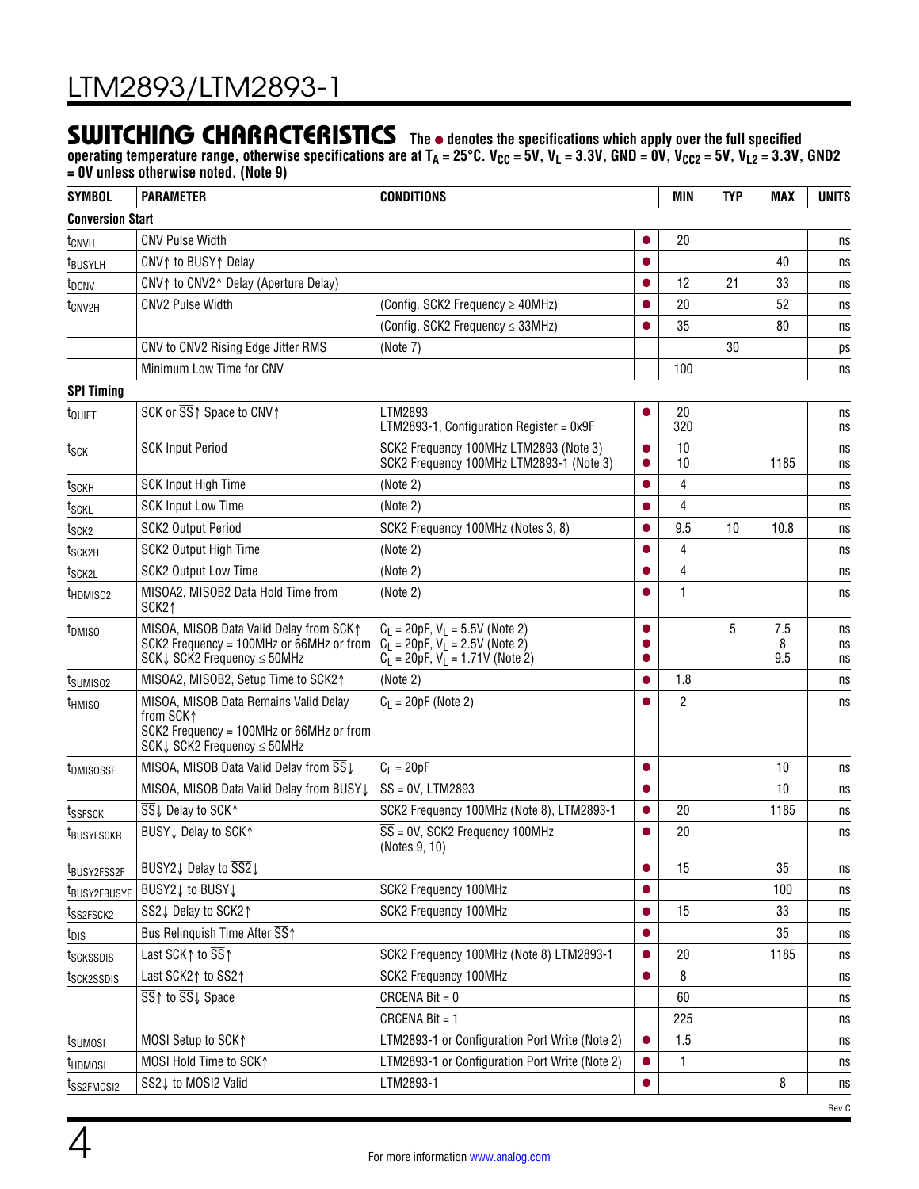## SWITCHING CHARACTERISTICS

The ● denotes the specifications which apply over the full specified operating temperature range, otherwise specifications are at $T_A$ = 25°C. $V_{CC}$ = 5V, $V_L$ = 3.3V, GND = 0V, $V_{CC2}$ = 5V, $V_{L2}$ = 3.3V, GND2 = 0V unless otherwise noted. (Note 9)

| SYMBOL | PARAMETER | CONDITIONS | | MIN | TYP | MAX | UNITS |
|---|---|---|---|---|---|---|---|
| **Conversion Start** | | | | | | | |
| $t_{CNVH}$ | CNV Pulse Width | | ● | 20 | | | ns |
| $t_{BUSYLH}$ | CNV↑ to BUSY↑ Delay | | ● | | | 40 | ns |
| $t_{DCNV}$ | CNV↑ to CNV2↑ Delay (Aperture Delay) | | ● | 12 | 21 | 33 | ns |
| $t_{CNV2H}$ | CNV2 Pulse Width | (Config. SCK2 Frequency ≥ 40MHz) | ● | 20 | | 52 | ns |
| | | (Config. SCK2 Frequency ≤ 33MHz) | ● | 35 | | 80 | ns |
| | CNV to CNV2 Rising Edge Jitter RMS | (Note 7) | | | 30 | | ps |
| | Minimum Low Time for CNV | | | 100 | | | ns |
| **SPI Timing** | | | | | | | |
| $t_{QUIET}$ | SCK or $\overline{SS}$↑ Space to CNV↑ | LTM2893<br>LTM2893-1, Configuration Register = 0x9F | ● | 20<br>320 | | | ns<br>ns |
| $t_{SCK}$ | SCK Input Period | SCK2 Frequency 100MHz LTM2893 (Note 3)<br>SCK2 Frequency 100MHz LTM2893-1 (Note 3) | ●<br>● | 10<br>10 | | <br>1185 | ns<br>ns |
| $t_{SCKH}$ | SCK Input High Time | (Note 2) | ● | 4 | | | ns |
| $t_{SCKL}$ | SCK Input Low Time | (Note 2) | ● | 4 | | | ns |
| $t_{SCK2}$ | SCK2 Output Period | SCK2 Frequency 100MHz (Notes 3, 8) | ● | 9.5 | 10 | 10.8 | ns |
| $t_{SCK2H}$ | SCK2 Output High Time | (Note 2) | ● | 4 | | | ns |
| $t_{SCK2L}$ | SCK2 Output Low Time | (Note 2) | ● | 4 | | | ns |
| $t_{HDMISO2}$ | MISOA2, MISOB2 Data Hold Time from SCK2↑ | (Note 2) | ● | 1 | | | ns |
| $t_{DMISO}$ | MISOA, MISOB Data Valid Delay from SCK↑ SCK2 Frequency = 100MHz or 66MHz or from SCK↓ SCK2 Frequency ≤ 50MHz | $C_L$ = 20pF, $V_L$ = 5.5V (Note 2)<br>$C_L$ = 20pF, $V_L$ = 2.5V (Note 2)<br>$C_L$ = 20pF, $V_L$ = 1.71V (Note 2) | ●<br>●<br>● | | 5 | 7.5<br>8<br>9.5 | ns<br>ns<br>ns |
| $t_{SUMISO2}$ | MISOA2, MISOB2, Setup Time to SCK2↑ | (Note 2) | ● | 1.8 | | | ns |
| $t_{HMISO}$ | MISOA, MISOB Data Remains Valid Delay from SCK↑<br>SCK2 Frequency = 100MHz or 66MHz or from SCK↓ SCK2 Frequency ≤ 50MHz | $C_L$ = 20pF (Note 2) | ● | 2 | | | ns |
| $t_{DMISOSSF}$ | MISOA, MISOB Data Valid Delay from $\overline{SS}$↓ | $C_L$ = 20pF | ● | | | 10 | ns |
| | MISOA, MISOB Data Valid Delay from BUSY↓ | $\overline{SS}$ = 0V, LTM2893 | ● | | | 10 | ns |
| $t_{SSFSCK}$ | $\overline{SS}$↓ Delay to SCK↑ | SCK2 Frequency 100MHz (Note 8), LTM2893-1 | ● | 20 | | 1185 | ns |
| $t_{BUSYFSCKR}$ | BUSY↓ Delay to SCK↑ | $\overline{SS}$ = 0V, SCK2 Frequency 100MHz (Notes 9, 10) | ● | 20 | | | ns |
| $t_{BUSY2FSS2F}$ | BUSY2↓ Delay to $\overline{SS2}$↓ | | ● | 15 | | 35 | ns |
| $t_{BUSY2FBUSYF}$ | BUSY2↓ to BUSY↓ | SCK2 Frequency 100MHz | ● | | | 100 | ns |
| $t_{SS2FSCK2}$ | $\overline{SS2}$↓ Delay to SCK2↑ | SCK2 Frequency 100MHz | ● | 15 | | 33 | ns |
| $t_{DIS}$ | Bus Relinquish Time After $\overline{SS}$↑ | | ● | | | 35 | ns |
| $t_{SCKSSDIS}$ | Last SCK↑ to $\overline{SS}$↑ | SCK2 Frequency 100MHz (Note 8) LTM2893-1 | ● | 20 | | 1185 | ns |
| $t_{SCK2SSDIS}$ | Last SCK2↑ to $\overline{SS2}$↑ | SCK2 Frequency 100MHz | ● | 8 | | | ns |
| | $\overline{SS}$↑ to $\overline{SS}$↓ Space | CRCENA Bit = 0 | | 60 | | | ns |
| | | CRCENA Bit = 1 | | 225 | | | ns |
| $t_{SUMOSI}$ | MOSI Setup to SCK↑ | LTM2893-1 or Configuration Port Write (Note 2) | ● | 1.5 | | | ns |
| $t_{HDMOSI}$ | MOSI Hold Time to SCK↑ | LTM2893-1 or Configuration Port Write (Note 2) | ● | 1 | | | ns |
| $t_{SS2FMOSI2}$ | $\overline{SS2}$↓ to MOSI2 Valid | LTM2893-1 | ● | | | 8 | ns |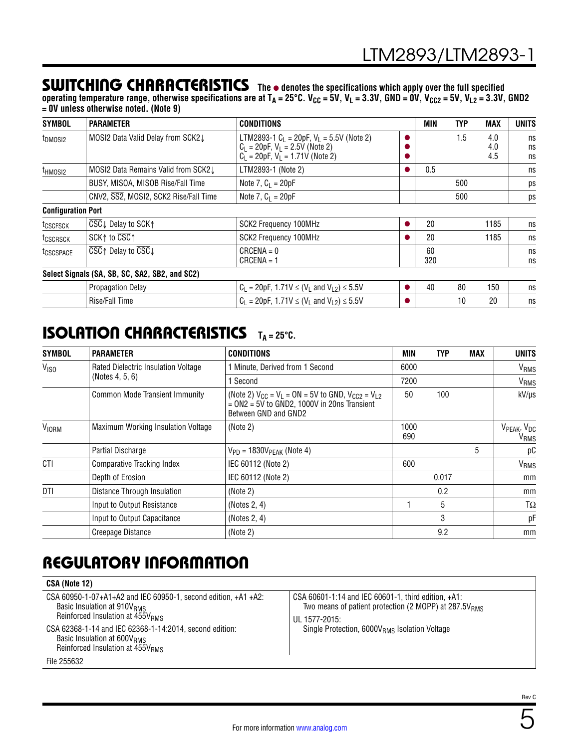## SWITCHING CHARACTERISTICS

**The ● denotes the specifications which apply over the full specified operating temperature range, otherwise specifications are at $T_A$ = 25°C. $V_{CC}$ = 5V, $V_L$ = 3.3V, GND = 0V, $V_{CC2}$ = 5V, $V_{L2}$ = 3.3V, GND2 = 0V unless otherwise noted. (Note 9)**

| SYMBOL | PARAMETER | CONDITIONS | | MIN | TYP | MAX | UNITS |
|---|---|---|---|---|---|---|---|
| $t_{DMOSI2}$ | MOSI2 Data Valid Delay from SCK2↓ | LTM2893-1 $C_L$ = 20pF, $V_L$ = 5.5V (Note 2)<br>$C_L$ = 20pF, $V_L$ = 2.5V (Note 2)<br>$C_L$ = 20pF, $V_L$ = 1.71V (Note 2) | ●<br>●<br>● | | 1.5 | 4.0<br>4.0<br>4.5 | ns<br>ns<br>ns |
| $t_{HMOSI2}$ | MOSI2 Data Remains Valid from SCK2↓ | LTM2893-1 (Note 2) | ● | 0.5 | | | ns |
| | BUSY, MISOA, MISOB Rise/Fall Time | Note 7, $C_L$ = 20pF | | | 500 | | ps |
| | CNV2, $\overline{SS2}$, MOSI2, SCK2 Rise/Fall Time | Note 7, $C_L$ = 20pF | | | 500 | | ps |
| **Configuration Port** | | | | | | | |
| $t_{CSCFSCK}$ | $\overline{CSC}$↓ Delay to SCK↑ | SCK2 Frequency 100MHz | ● | 20 | | 1185 | ns |
| $t_{CSCRSCK}$ | SCK↑ to $\overline{CSC}$↑ | SCK2 Frequency 100MHz | ● | 20 | | 1185 | ns |
| $t_{CSCSPACE}$ | $\overline{CSC}$↑ Delay to $\overline{CSC}$↓ | CRCENA = 0<br>CRCENA = 1 | | 60<br>320 | | | ns<br>ns |
| **Select Signals (SA, SB, SC, SA2, SB2, and SC2)** | | | | | | | |
| | Propagation Delay | $C_L$ = 20pF, 1.71V ≤ ($V_L$ and $V_{L2}$) ≤ 5.5V | ● | 40 | 80 | 150 | ns |
| | Rise/Fall Time | $C_L$ = 20pF, 1.71V ≤ ($V_L$ and $V_{L2}$) ≤ 5.5V | ● | | 10 | 20 | ns |

## ISOLATION CHARACTERISTICS

**$T_A$ = 25°C.**

| SYMBOL | PARAMETER | CONDITIONS | MIN | TYP | MAX | UNITS |
|---|---|---|---|---|---|---|
| $V_{ISO}$ | Rated Dielectric Insulation Voltage (Notes 4, 5, 6) | 1 Minute, Derived from 1 Second | 6000 | | | $V_{RMS}$ |
| | | 1 Second | 7200 | | | $V_{RMS}$ |
| | Common Mode Transient Immunity | (Note 2) $V_{CC}$ = $V_L$ = ON = 5V to GND, $V_{CC2}$ = $V_{L2}$ = ON2 = 5V to GND2, 1000V in 20ns Transient Between GND and GND2 | 50 | 100 | | kV/µs |
| $V_{IORM}$ | Maximum Working Insulation Voltage | (Note 2) | 1000<br>690 | | | $V_{PEAK}$, $V_{DC}$<br>$V_{RMS}$ |
| | Partial Discharge | $V_{PD}$ = 1830$V_{PEAK}$ (Note 4) | | | 5 | pC |
| CTI | Comparative Tracking Index | IEC 60112 (Note 2) | 600 | | | $V_{RMS}$ |
| | Depth of Erosion | IEC 60112 (Note 2) | | 0.017 | | mm |
| DTI | Distance Through Insulation | (Note 2) | | 0.2 | | mm |
| | Input to Output Resistance | (Notes 2, 4) | 1 | 5 | | TΩ |
| | Input to Output Capacitance | (Notes 2, 4) | | 3 | | pF |
| | Creepage Distance | (Note 2) | | 9.2 | | mm |

## REGULATORY INFORMATION

| CSA (Note 12) | |
|---|---|
| CSA 60950-1-07+A1+A2 and IEC 60950-1, second edition, +A1 +A2:<br>Basic Insulation at 910$V_{RMS}$<br>Reinforced Insulation at 455$V_{RMS}$<br>CSA 62368-1-14 and IEC 62368-1-14:2014, second edition:<br>Basic Insulation at 600$V_{RMS}$<br>Reinforced Insulation at 455$V_{RMS}$ | CSA 60601-1:14 and IEC 60601-1, third edition, +A1:<br>Two means of patient protection (2 MOPP) at 287.5$V_{RMS}$<br>UL 1577-2015:<br>Single Protection, 6000$V_{RMS}$ Isolation Voltage |
| File 255632 | |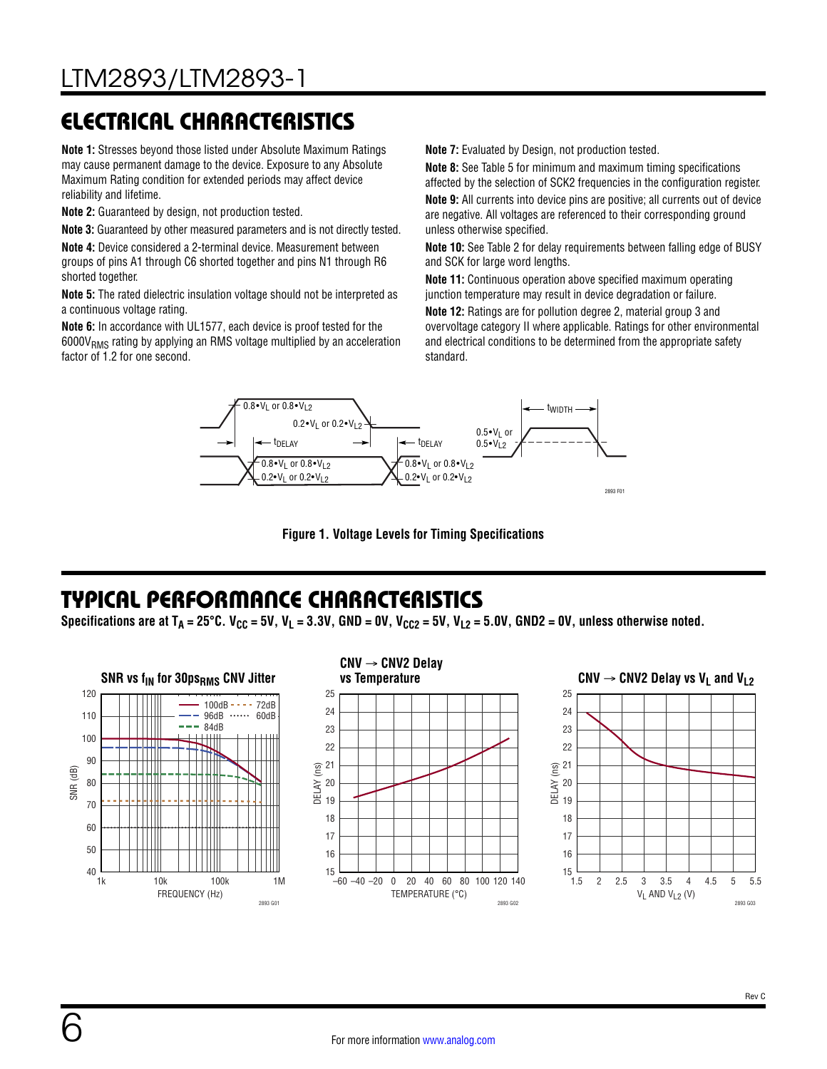## ELECTRICAL CHARACTERISTICS

**Note 1:** Stresses beyond those listed under Absolute Maximum Ratings may cause permanent damage to the device. Exposure to any Absolute Maximum Rating condition for extended periods may affect device reliability and lifetime.

**Note 2:** Guaranteed by design, not production tested.

**Note 3:** Guaranteed by other measured parameters and is not directly tested.

**Note 4:** Device considered a 2-terminal device. Measurement between groups of pins A1 through C6 shorted together and pins N1 through R6 shorted together.

**Note 5:** The rated dielectric insulation voltage should not be interpreted as a continuous voltage rating.

**Note 6:** In accordance with UL1577, each device is proof tested for the $6000V_{RMS}$ rating by applying an RMS voltage multiplied by an acceleration factor of 1.2 for one second.

**Note 7:** Evaluated by Design, not production tested.

**Note 8:** See Table 5 for minimum and maximum timing specifications affected by the selection of SCK2 frequencies in the configuration register.

**Note 9:** All currents into device pins are positive; all currents out of device are negative. All voltages are referenced to their corresponding ground unless otherwise specified.

**Note 10:** See Table 2 for delay requirements between falling edge of BUSY and SCK for large word lengths.

**Note 11:** Continuous operation above specified maximum operating junction temperature may result in device degradation or failure.

**Note 12:** Ratings are for pollution degree 2, material group 3 and overvoltage category II where applicable. Ratings for other environmental and electrical conditions to be determined from the appropriate safety standard.

**Figure 1. Voltage Levels for Timing Specifications**

## TYPICAL PERFORMANCE CHARACTERISTICS

**Specifications are at $T_A$ = 25°C. $V_{CC}$ = 5V, $V_L$ = 3.3V, GND = 0V, $V_{CC2}$ = 5V, $V_{L2}$ = 5.0V, GND2 = 0V, unless otherwise noted.**

**SNR vs $f_{IN}$ for 30ps$_{RMS}$ CNV Jitter**

**CNV → CNV2 Delay vs Temperature**

**CNV → CNV2 Delay vs $V_L$ and $V_{L2}$**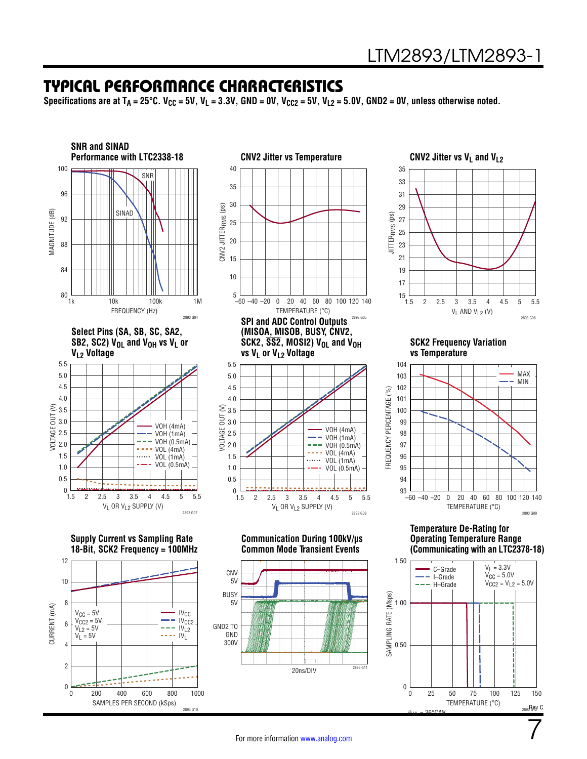## TYPICAL PERFORMANCE CHARACTERISTICS

**Specifications are at $T_A$ = 25°C. $V_{CC}$ = 5V, $V_L$ = 3.3V, GND = 0V, $V_{CC2}$ = 5V, $V_{L2}$ = 5.0V, GND2 = 0V, unless otherwise noted.**

**SNR and SINAD Performance with LTC2338-18**

MAGNITUDE (dB) vs FREQUENCY (Hz); curves: SNR, SINAD

2893 G04

**CNV2 Jitter vs Temperature**

CNV2 $JITTER_{RMS}$ (ps) vs TEMPERATURE (°C)

2893 G05

**CNV2 Jitter vs $V_L$ and $V_{L2}$**

$JITTER_{RMS}$ (ps) vs $V_L$ AND $V_{L2}$ (V)

2893 G06

**Select Pins (SA, SB, SC, SA2, SB2, SC2) $V_{OL}$ and $V_{OH}$ vs $V_L$ or $V_{L2}$ Voltage**

VOLTAGE OUT (V) vs $V_L$ OR $V_{L2}$ SUPPLY (V); curves: VOH (4mA), VOH (1mA), VOH (0.5mA), VOL (4mA), VOL (1mA), VOL (0.5mA)

2893 G07

**SPI and ADC Control Outputs (MISOA, MISOB, BUSY, CNV2, SCK2, $\overline{SS2}$, MOSI2) $V_{OL}$ and $V_{OH}$ vs $V_L$ or $V_{L2}$ Voltage**

VOLTAGE OUT (V) vs $V_L$ OR $V_{L2}$ SUPPLY (V); curves: VOH (4mA), VOH (1mA), VOH (0.5mA), VOL (4mA), VOL (1mA), VOL (0.5mA)

2893 G08

**SCK2 Frequency Variation vs Temperature**

FREQUENCY PERCENTAGE (%) vs TEMPERATURE (°C); curves: MAX, MIN

2893 G09

**Supply Current vs Sampling Rate 18-Bit, SCK2 Frequency = 100MHz**

CURRENT (mA) vs SAMPLES PER SECOND (kSps); $V_{CC}$ = 5V, $V_{CC2}$ = 5V, $V_{L2}$ = 5V, $V_L$ = 5V; curves: $IV_{CC}$, $IV_{CC2}$, $IV_{L2}$, $IV_L$

2893 G10

**Communication During 100kV/μs Common Mode Transient Events**

CNV 5V; BUSY 5V; GND2 TO GND 300V; 20ns/DIV

2893 G11

**Temperature De-Rating for Operating Temperature Range (Communicating with an LTC2378-18)**

SAMPLING RATE (Msps) vs TEMPERATURE (°C); curves: C-Grade, I-Grade, H-Grade; $V_L$ = 3.3V, $V_{CC}$ = 5.0V, $V_{CC2}$ = $V_{L2}$ = 5.0V; $\theta_{JA}$ = 36°C/W

2893 G12

For more information www.analog.com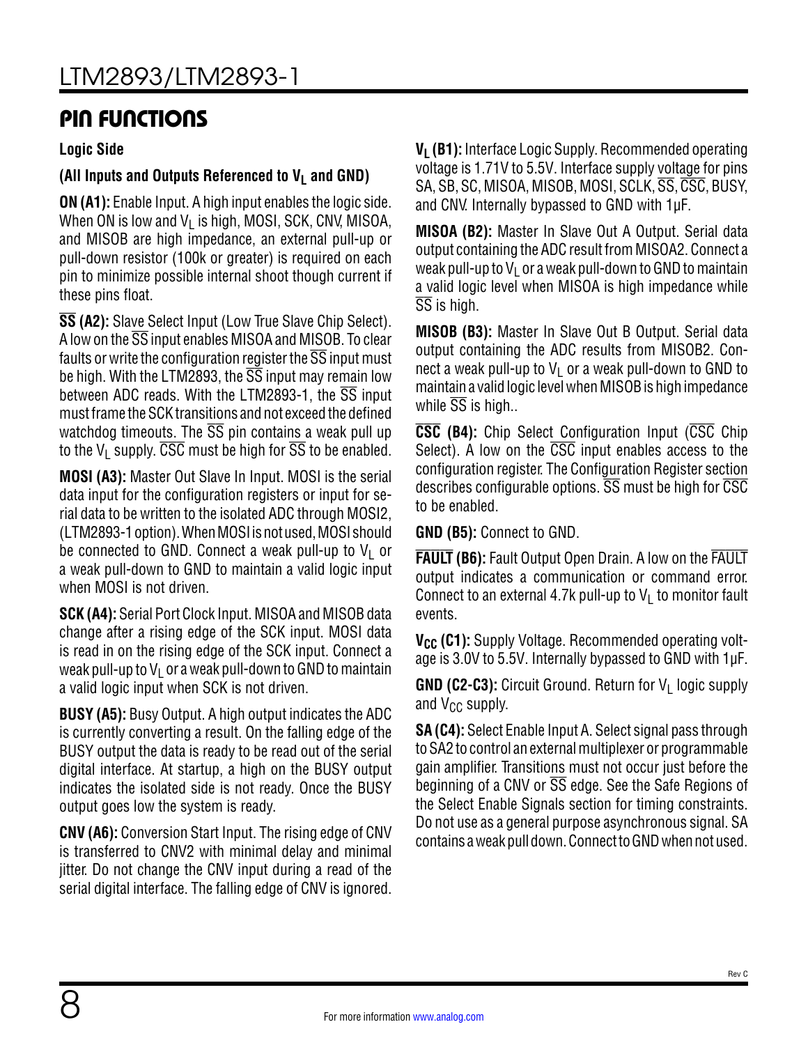# PIN FUNCTIONS

**Logic Side**

**(All Inputs and Outputs Referenced to $V_L$ and GND)**

**ON (A1):** Enable Input. A high input enables the logic side. When ON is low and $V_L$ is high, MOSI, SCK, CNV, MISOA, and MISOB are high impedance, an external pull-up or pull-down resistor (100k or greater) is required on each pin to minimize possible internal shoot though current if these pins float.

**$\overline{SS}$ (A2):** Slave Select Input (Low True Slave Chip Select). A low on the $\overline{SS}$ input enables MISOA and MISOB. To clear faults or write the configuration register the $\overline{SS}$ input must be high. With the LTM2893, the $\overline{SS}$ input may remain low between ADC reads. With the LTM2893-1, the $\overline{SS}$ input must frame the SCK transitions and not exceed the defined watchdog timeouts. The $\overline{SS}$ pin contains a weak pull up to the $V_L$ supply. $\overline{CSC}$ must be high for $\overline{SS}$ to be enabled.

**MOSI (A3):** Master Out Slave In Input. MOSI is the serial data input for the configuration registers or input for serial data to be written to the isolated ADC through MOSI2, (LTM2893-1 option). When MOSI is not used, MOSI should be connected to GND. Connect a weak pull-up to $V_L$ or a weak pull-down to GND to maintain a valid logic input when MOSI is not driven.

**SCK (A4):** Serial Port Clock Input. MISOA and MISOB data change after a rising edge of the SCK input. MOSI data is read in on the rising edge of the SCK input. Connect a weak pull-up to $V_L$ or a weak pull-down to GND to maintain a valid logic input when SCK is not driven.

**BUSY (A5):** Busy Output. A high output indicates the ADC is currently converting a result. On the falling edge of the BUSY output the data is ready to be read out of the serial digital interface. At startup, a high on the BUSY output indicates the isolated side is not ready. Once the BUSY output goes low the system is ready.

**CNV (A6):** Conversion Start Input. The rising edge of CNV is transferred to CNV2 with minimal delay and minimal jitter. Do not change the CNV input during a read of the serial digital interface. The falling edge of CNV is ignored.

**$V_L$ (B1):** Interface Logic Supply. Recommended operating voltage is 1.71V to 5.5V. Interface supply voltage for pins SA, SB, SC, MISOA, MISOB, MOSI, SCLK, $\overline{SS}$, $\overline{CSC}$, BUSY, and CNV. Internally bypassed to GND with 1µF.

**MISOA (B2):** Master In Slave Out A Output. Serial data output containing the ADC result from MISOA2. Connect a weak pull-up to $V_L$ or a weak pull-down to GND to maintain a valid logic level when MISOA is high impedance while $\overline{SS}$ is high.

**MISOB (B3):** Master In Slave Out B Output. Serial data output containing the ADC results from MISOB2. Connect a weak pull-up to $V_L$ or a weak pull-down to GND to maintain a valid logic level when MISOB is high impedance while $\overline{SS}$ is high..

**$\overline{CSC}$ (B4):** Chip Select Configuration Input ($\overline{CSC}$ Chip Select). A low on the $\overline{CSC}$ input enables access to the configuration register. The Configuration Register section describes configurable options. $\overline{SS}$ must be high for $\overline{CSC}$ to be enabled.

**GND (B5):** Connect to GND.

**$\overline{FAULT}$ (B6):** Fault Output Open Drain. A low on the $\overline{FAULT}$ output indicates a communication or command error. Connect to an external 4.7k pull-up to $V_L$ to monitor fault events.

**$V_{CC}$ (C1):** Supply Voltage. Recommended operating voltage is 3.0V to 5.5V. Internally bypassed to GND with 1µF.

**GND (C2-C3):** Circuit Ground. Return for $V_L$ logic supply and $V_{CC}$ supply.

**SA (C4):** Select Enable Input A. Select signal pass through to SA2 to control an external multiplexer or programmable gain amplifier. Transitions must not occur just before the beginning of a CNV or $\overline{SS}$ edge. See the Safe Regions of the Select Enable Signals section for timing constraints. Do not use as a general purpose asynchronous signal. SA contains a weak pull down. Connect to GND when not used.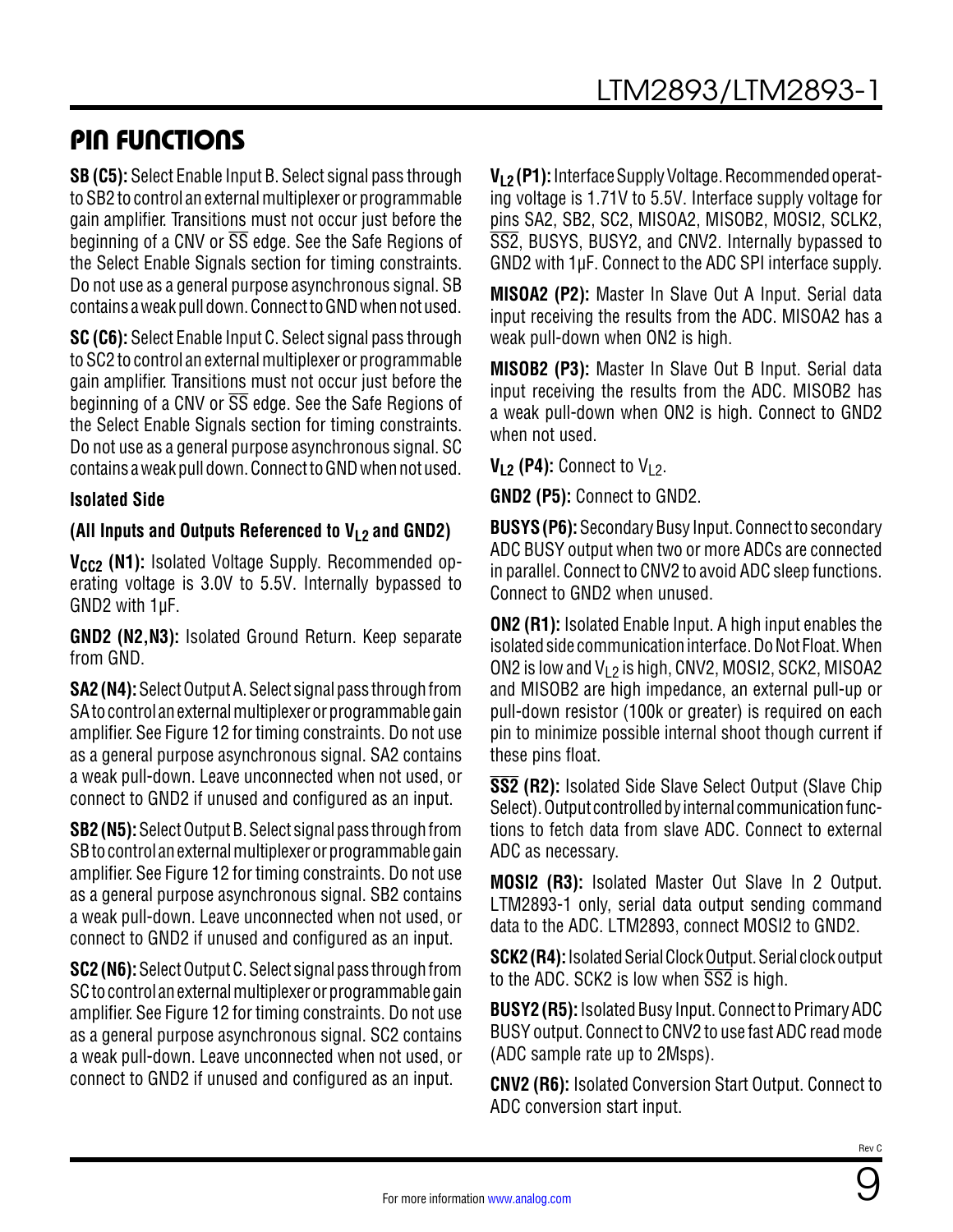## PIN FUNCTIONS

**SB (C5):** Select Enable Input B. Select signal pass through to SB2 to control an external multiplexer or programmable gain amplifier. Transitions must not occur just before the beginning of a CNV or $\overline{SS}$ edge. See the Safe Regions of the Select Enable Signals section for timing constraints. Do not use as a general purpose asynchronous signal. SB contains a weak pull down. Connect to GND when not used.

**SC (C6):** Select Enable Input C. Select signal pass through to SC2 to control an external multiplexer or programmable gain amplifier. Transitions must not occur just before the beginning of a CNV or $\overline{SS}$ edge. See the Safe Regions of the Select Enable Signals section for timing constraints. Do not use as a general purpose asynchronous signal. SC contains a weak pull down. Connect to GND when not used.

### Isolated Side

#### (All Inputs and Outputs Referenced to $V_{L2}$ and GND2)

**$V_{CC2}$ (N1):** Isolated Voltage Supply. Recommended operating voltage is 3.0V to 5.5V. Internally bypassed to GND2 with 1µF.

**GND2 (N2,N3):** Isolated Ground Return. Keep separate from GND.

**SA2 (N4):** Select Output A. Select signal pass through from SA to control an external multiplexer or programmable gain amplifier. See Figure 12 for timing constraints. Do not use as a general purpose asynchronous signal. SA2 contains a weak pull-down. Leave unconnected when not used, or connect to GND2 if unused and configured as an input.

**SB2 (N5):** Select Output B. Select signal pass through from SB to control an external multiplexer or programmable gain amplifier. See Figure 12 for timing constraints. Do not use as a general purpose asynchronous signal. SB2 contains a weak pull-down. Leave unconnected when not used, or connect to GND2 if unused and configured as an input.

**SC2 (N6):** Select Output C. Select signal pass through from SC to control an external multiplexer or programmable gain amplifier. See Figure 12 for timing constraints. Do not use as a general purpose asynchronous signal. SC2 contains a weak pull-down. Leave unconnected when not used, or connect to GND2 if unused and configured as an input.

**$V_{L2}$ (P1):** Interface Supply Voltage. Recommended operating voltage is 1.71V to 5.5V. Interface supply voltage for pins SA2, SB2, SC2, MISOA2, MISOB2, MOSI2, SCLK2, $\overline{SS2}$, BUSYS, BUSY2, and CNV2. Internally bypassed to GND2 with 1µF. Connect to the ADC SPI interface supply.

**MISOA2 (P2):** Master In Slave Out A Input. Serial data input receiving the results from the ADC. MISOA2 has a weak pull-down when ON2 is high.

**MISOB2 (P3):** Master In Slave Out B Input. Serial data input receiving the results from the ADC. MISOB2 has a weak pull-down when ON2 is high. Connect to GND2 when not used.

**$V_{L2}$ (P4):** Connect to $V_{L2}$.

**GND2 (P5):** Connect to GND2.

**BUSYS (P6):** Secondary Busy Input. Connect to secondary ADC BUSY output when two or more ADCs are connected in parallel. Connect to CNV2 to avoid ADC sleep functions. Connect to GND2 when unused.

**ON2 (R1):** Isolated Enable Input. A high input enables the isolated side communication interface. Do Not Float. When ON2 is low and $V_{L2}$ is high, CNV2, MOSI2, SCK2, MISOA2 and MISOB2 are high impedance, an external pull-up or pull-down resistor (100k or greater) is required on each pin to minimize possible internal shoot though current if these pins float.

**$\overline{SS2}$ (R2):** Isolated Side Slave Select Output (Slave Chip Select). Output controlled by internal communication functions to fetch data from slave ADC. Connect to external ADC as necessary.

**MOSI2 (R3):** Isolated Master Out Slave In 2 Output. LTM2893-1 only, serial data output sending command data to the ADC. LTM2893, connect MOSI2 to GND2.

**SCK2 (R4):** Isolated Serial Clock Output. Serial clock output to the ADC. SCK2 is low when $\overline{SS2}$ is high.

**BUSY2 (R5):** Isolated Busy Input. Connect to Primary ADC BUSY output. Connect to CNV2 to use fast ADC read mode (ADC sample rate up to 2Msps).

**CNV2 (R6):** Isolated Conversion Start Output. Connect to ADC conversion start input.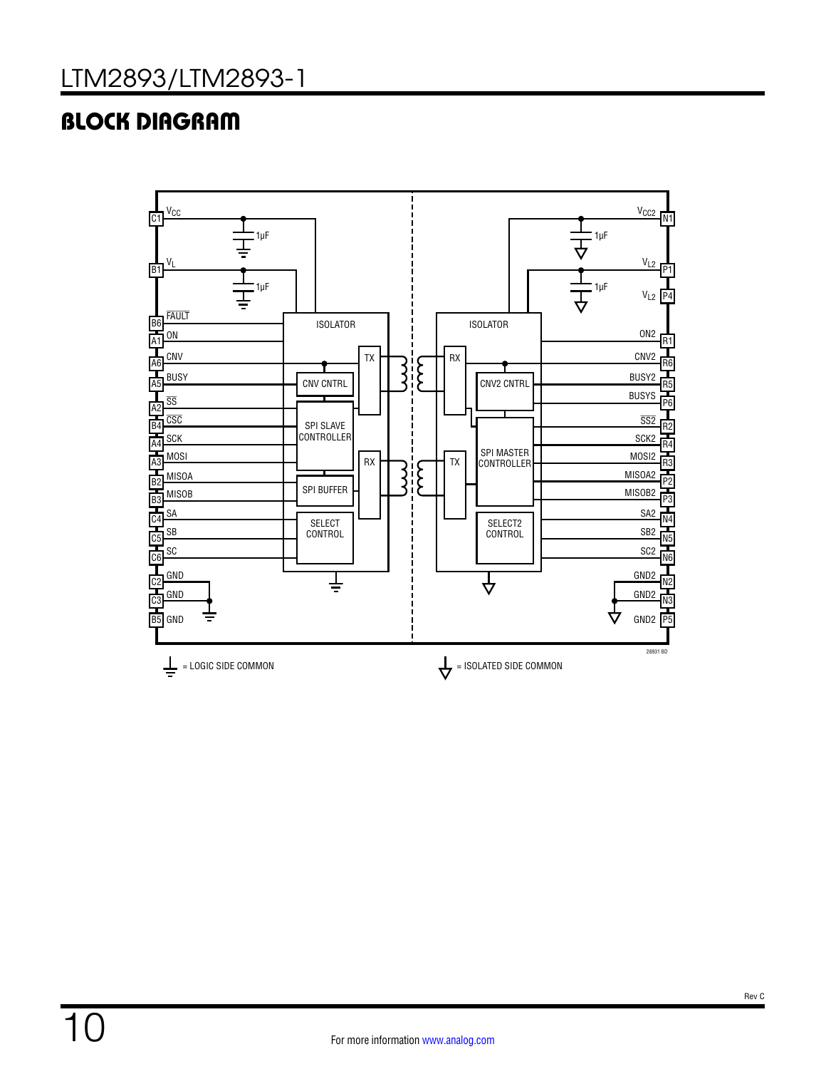## BLOCK DIAGRAM

= LOGIC SIDE COMMON

= ISOLATED SIDE COMMON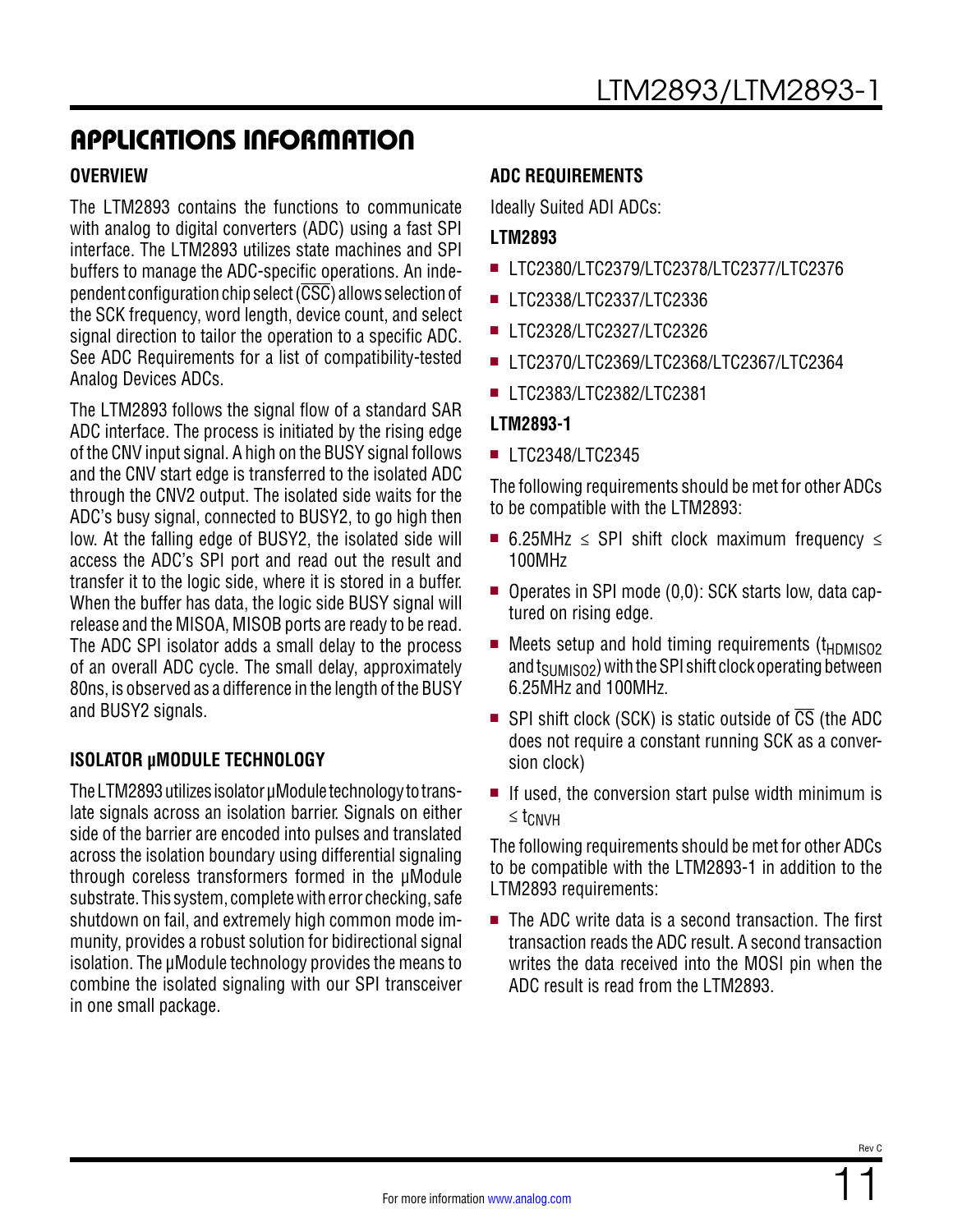## APPLICATIONS INFORMATION

### OVERVIEW

The LTM2893 contains the functions to communicate with analog to digital converters (ADC) using a fast SPI interface. The LTM2893 utilizes state machines and SPI buffers to manage the ADC-specific operations. An independent configuration chip select ($\overline{CSC}$) allows selection of the SCK frequency, word length, device count, and select signal direction to tailor the operation to a specific ADC. See ADC Requirements for a list of compatibility-tested Analog Devices ADCs.

The LTM2893 follows the signal flow of a standard SAR ADC interface. The process is initiated by the rising edge of the CNV input signal. A high on the BUSY signal follows and the CNV start edge is transferred to the isolated ADC through the CNV2 output. The isolated side waits for the ADC's busy signal, connected to BUSY2, to go high then low. At the falling edge of BUSY2, the isolated side will access the ADC's SPI port and read out the result and transfer it to the logic side, where it is stored in a buffer. When the buffer has data, the logic side BUSY signal will release and the MISOA, MISOB ports are ready to be read. The ADC SPI isolator adds a small delay to the process of an overall ADC cycle. The small delay, approximately 80ns, is observed as a difference in the length of the BUSY and BUSY2 signals.

### ISOLATOR µMODULE TECHNOLOGY

The LTM2893 utilizes isolator µModule technology to translate signals across an isolation barrier. Signals on either side of the barrier are encoded into pulses and translated across the isolation boundary using differential signaling through coreless transformers formed in the µModule substrate. This system, complete with error checking, safe shutdown on fail, and extremely high common mode immunity, provides a robust solution for bidirectional signal isolation. The µModule technology provides the means to combine the isolated signaling with our SPI transceiver in one small package.

### ADC REQUIREMENTS

Ideally Suited ADI ADCs:

**LTM2893**

- LTC2380/LTC2379/LTC2378/LTC2377/LTC2376
- LTC2338/LTC2337/LTC2336
- LTC2328/LTC2327/LTC2326
- LTC2370/LTC2369/LTC2368/LTC2367/LTC2364
- LTC2383/LTC2382/LTC2381

**LTM2893-1**

- LTC2348/LTC2345

The following requirements should be met for other ADCs to be compatible with the LTM2893:

- 6.25MHz ≤ SPI shift clock maximum frequency ≤ 100MHz
- Operates in SPI mode (0,0): SCK starts low, data captured on rising edge.
- Meets setup and hold timing requirements ($t_{HDMISO2}$ and $t_{SUMISO2}$) with the SPI shift clock operating between 6.25MHz and 100MHz.
- SPI shift clock (SCK) is static outside of $\overline{CS}$ (the ADC does not require a constant running SCK as a conversion clock)
- If used, the conversion start pulse width minimum is ≤ $t_{CNVH}$

The following requirements should be met for other ADCs to be compatible with the LTM2893-1 in addition to the LTM2893 requirements:

- The ADC write data is a second transaction. The first transaction reads the ADC result. A second transaction writes the data received into the MOSI pin when the ADC result is read from the LTM2893.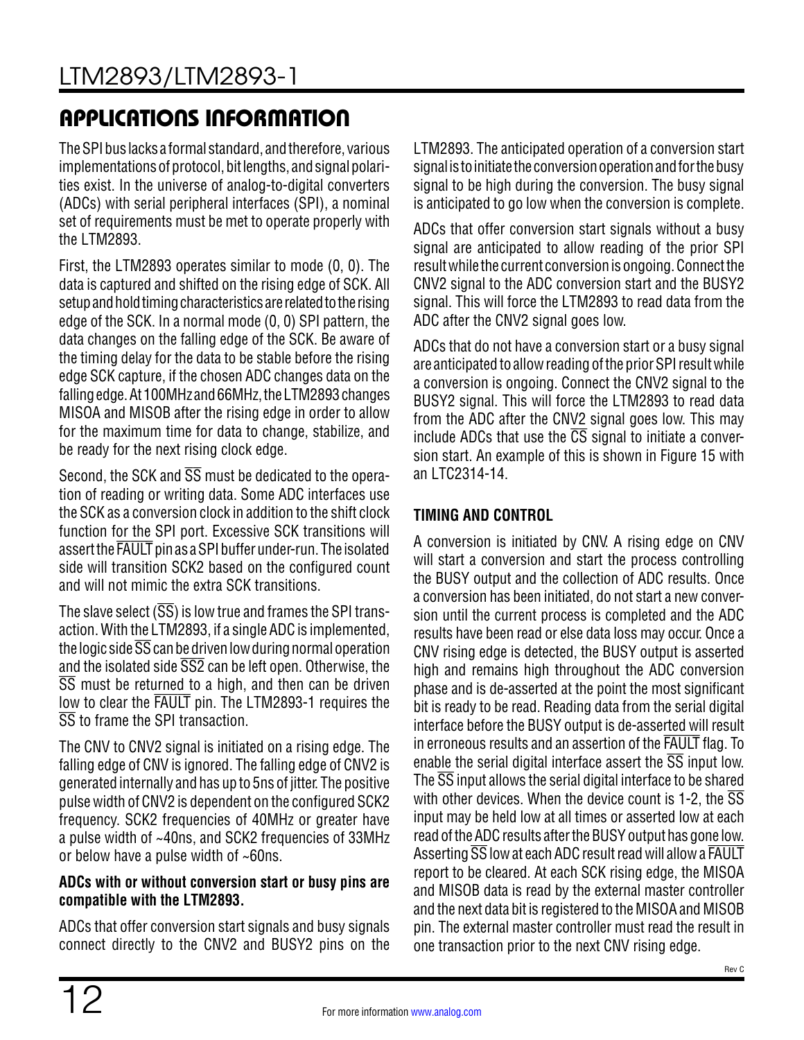## APPLICATIONS INFORMATION

The SPI bus lacks a formal standard, and therefore, various implementations of protocol, bit lengths, and signal polarities exist. In the universe of analog-to-digital converters (ADCs) with serial peripheral interfaces (SPI), a nominal set of requirements must be met to operate properly with the LTM2893.

First, the LTM2893 operates similar to mode (0, 0). The data is captured and shifted on the rising edge of SCK. All setup and hold timing characteristics are related to the rising edge of the SCK. In a normal mode (0, 0) SPI pattern, the data changes on the falling edge of the SCK. Be aware of the timing delay for the data to be stable before the rising edge SCK capture, if the chosen ADC changes data on the falling edge. At 100MHz and 66MHz, the LTM2893 changes MISOA and MISOB after the rising edge in order to allow for the maximum time for data to change, stabilize, and be ready for the next rising clock edge.

Second, the SCK and $\overline{SS}$ must be dedicated to the operation of reading or writing data. Some ADC interfaces use the SCK as a conversion clock in addition to the shift clock function for the SPI port. Excessive SCK transitions will assert the $\overline{FAULT}$ pin as a SPI buffer under-run. The isolated side will transition SCK2 based on the configured count and will not mimic the extra SCK transitions.

The slave select ($\overline{SS}$) is low true and frames the SPI transaction. With the LTM2893, if a single ADC is implemented, the logic side $\overline{SS}$ can be driven low during normal operation and the isolated side $\overline{SS2}$ can be left open. Otherwise, the $\overline{SS}$ must be returned to a high, and then can be driven low to clear the $\overline{FAULT}$ pin. The LTM2893-1 requires the $\overline{SS}$ to frame the SPI transaction.

The CNV to CNV2 signal is initiated on a rising edge. The falling edge of CNV is ignored. The falling edge of CNV2 is generated internally and has up to 5ns of jitter. The positive pulse width of CNV2 is dependent on the configured SCK2 frequency. SCK2 frequencies of 40MHz or greater have a pulse width of ~40ns, and SCK2 frequencies of 33MHz or below have a pulse width of ~60ns.

**ADCs with or without conversion start or busy pins are compatible with the LTM2893.**

ADCs that offer conversion start signals and busy signals connect directly to the CNV2 and BUSY2 pins on the LTM2893. The anticipated operation of a conversion start signal is to initiate the conversion operation and for the busy signal to be high during the conversion. The busy signal is anticipated to go low when the conversion is complete.

ADCs that offer conversion start signals without a busy signal are anticipated to allow reading of the prior SPI result while the current conversion is ongoing. Connect the CNV2 signal to the ADC conversion start and the BUSY2 signal. This will force the LTM2893 to read data from the ADC after the CNV2 signal goes low.

ADCs that do not have a conversion start or a busy signal are anticipated to allow reading of the prior SPI result while a conversion is ongoing. Connect the CNV2 signal to the BUSY2 signal. This will force the LTM2893 to read data from the ADC after the CNV2 signal goes low. This may include ADCs that use the $\overline{CS}$ signal to initiate a conversion start. An example of this is shown in Figure 15 with an LTC2314-14.

### TIMING AND CONTROL

A conversion is initiated by CNV. A rising edge on CNV will start a conversion and start the process controlling the BUSY output and the collection of ADC results. Once a conversion has been initiated, do not start a new conversion until the current process is completed and the ADC results have been read or else data loss may occur. Once a CNV rising edge is detected, the BUSY output is asserted high and remains high throughout the ADC conversion phase and is de-asserted at the point the most significant bit is ready to be read. Reading data from the serial digital interface before the BUSY output is de-asserted will result in erroneous results and an assertion of the $\overline{FAULT}$ flag. To enable the serial digital interface assert the $\overline{SS}$ input low. The $\overline{SS}$ input allows the serial digital interface to be shared with other devices. When the device count is 1-2, the $\overline{SS}$ input may be held low at all times or asserted low at each read of the ADC results after the BUSY output has gone low. Asserting $\overline{SS}$ low at each ADC result read will allow a $\overline{FAULT}$ report to be cleared. At each SCK rising edge, the MISOA and MISOB data is read by the external master controller and the next data bit is registered to the MISOA and MISOB pin. The external master controller must read the result in one transaction prior to the next CNV rising edge.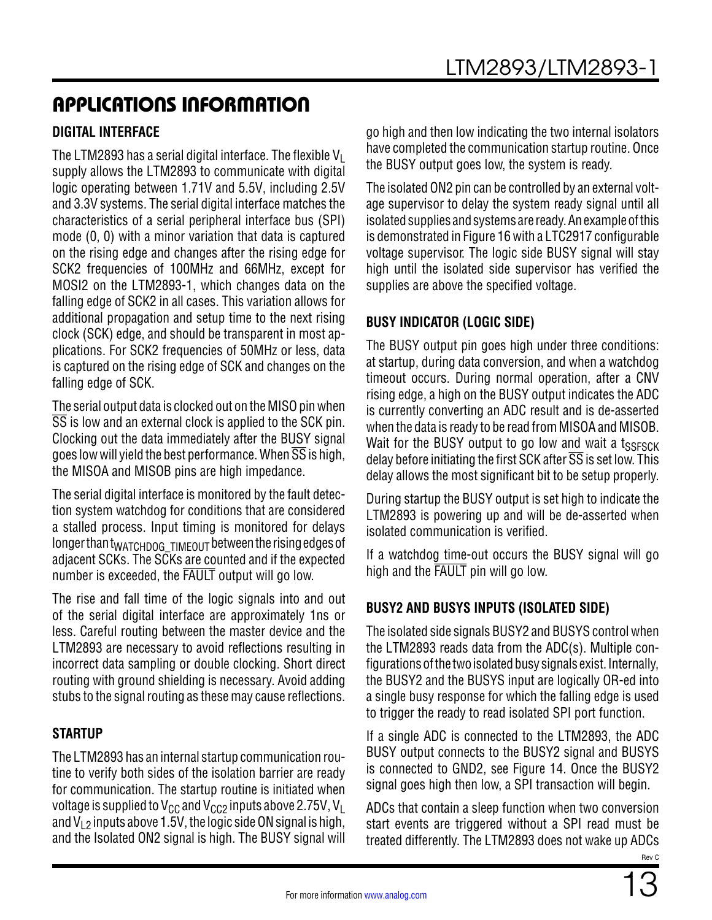## APPLICATIONS INFORMATION

### DIGITAL INTERFACE

The LTM2893 has a serial digital interface. The flexible $V_L$ supply allows the LTM2893 to communicate with digital logic operating between 1.71V and 5.5V, including 2.5V and 3.3V systems. The serial digital interface matches the characteristics of a serial peripheral interface bus (SPI) mode (0, 0) with a minor variation that data is captured on the rising edge and changes after the rising edge for SCK2 frequencies of 100MHz and 66MHz, except for MOSI2 on the LTM2893-1, which changes data on the falling edge of SCK2 in all cases. This variation allows for additional propagation and setup time to the next rising clock (SCK) edge, and should be transparent in most applications. For SCK2 frequencies of 50MHz or less, data is captured on the rising edge of SCK and changes on the falling edge of SCK.

The serial output data is clocked out on the MISO pin when $\overline{SS}$ is low and an external clock is applied to the SCK pin. Clocking out the data immediately after the BUSY signal goes low will yield the best performance. When $\overline{SS}$ is high, the MISOA and MISOB pins are high impedance.

The serial digital interface is monitored by the fault detection system watchdog for conditions that are considered a stalled process. Input timing is monitored for delays longer than $t_{WATCHDOG\_TIMEOUT}$ between the rising edges of adjacent SCKs. The SCKs are counted and if the expected number is exceeded, the $\overline{FAULT}$ output will go low.

The rise and fall time of the logic signals into and out of the serial digital interface are approximately 1ns or less. Careful routing between the master device and the LTM2893 are necessary to avoid reflections resulting in incorrect data sampling or double clocking. Short direct routing with ground shielding is necessary. Avoid adding stubs to the signal routing as these may cause reflections.

### STARTUP

The LTM2893 has an internal startup communication routine to verify both sides of the isolation barrier are ready for communication. The startup routine is initiated when voltage is supplied to $V_{CC}$ and $V_{CC2}$ inputs above 2.75V, $V_L$ and $V_{L2}$ inputs above 1.5V, the logic side ON signal is high, and the Isolated ON2 signal is high. The BUSY signal will go high and then low indicating the two internal isolators have completed the communication startup routine. Once the BUSY output goes low, the system is ready.

The isolated ON2 pin can be controlled by an external voltage supervisor to delay the system ready signal until all isolated supplies and systems are ready. An example of this is demonstrated in Figure 16 with a LTC2917 configurable voltage supervisor. The logic side BUSY signal will stay high until the isolated side supervisor has verified the supplies are above the specified voltage.

### BUSY INDICATOR (LOGIC SIDE)

The BUSY output pin goes high under three conditions: at startup, during data conversion, and when a watchdog timeout occurs. During normal operation, after a CNV rising edge, a high on the BUSY output indicates the ADC is currently converting an ADC result and is de-asserted when the data is ready to be read from MISOA and MISOB. Wait for the BUSY output to go low and wait a $t_{SSFSCK}$ delay before initiating the first SCK after $\overline{SS}$ is set low. This delay allows the most significant bit to be setup properly.

During startup the BUSY output is set high to indicate the LTM2893 is powering up and will be de-asserted when isolated communication is verified.

If a watchdog time-out occurs the BUSY signal will go high and the $\overline{FAULT}$ pin will go low.

### BUSY2 AND BUSYS INPUTS (ISOLATED SIDE)

The isolated side signals BUSY2 and BUSYS control when the LTM2893 reads data from the ADC(s). Multiple configurations of the two isolated busy signals exist. Internally, the BUSY2 and the BUSYS input are logically OR-ed into a single busy response for which the falling edge is used to trigger the ready to read isolated SPI port function.

If a single ADC is connected to the LTM2893, the ADC BUSY output connects to the BUSY2 signal and BUSYS is connected to GND2, see Figure 14. Once the BUSY2 signal goes high then low, a SPI transaction will begin.

ADCs that contain a sleep function when two conversion start events are triggered without a SPI read must be treated differently. The LTM2893 does not wake up ADCs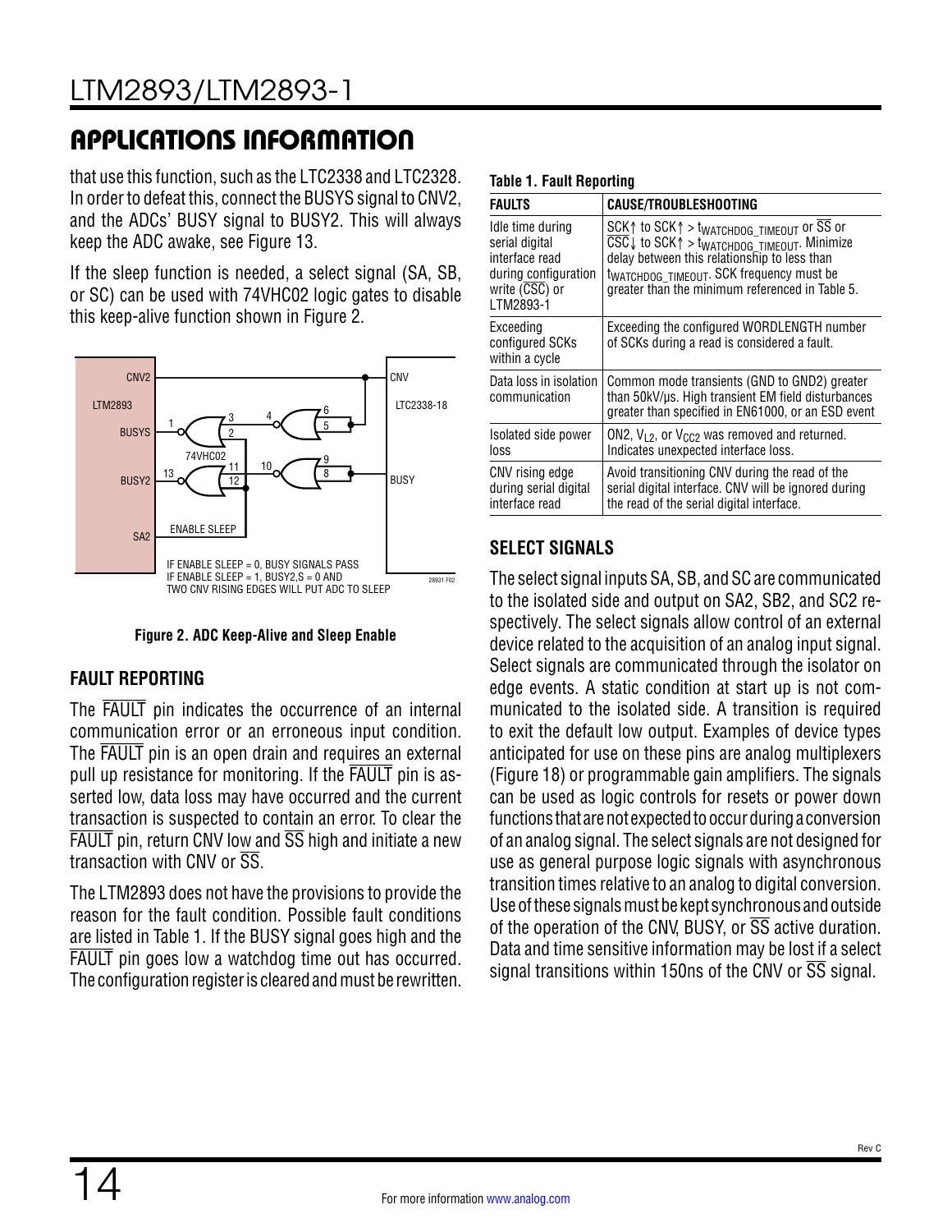## APPLICATIONS INFORMATION

that use this function, such as the LTC2338 and LTC2328. In order to defeat this, connect the BUSYS signal to CNV2, and the ADCs' BUSY signal to BUSY2. This will always keep the ADC awake, see Figure 13.

If the sleep function is needed, a select signal (SA, SB, or SC) can be used with 74VHC02 logic gates to disable this keep-alive function shown in Figure 2.

IF ENABLE SLEEP = 0, BUSY SIGNALS PASS
IF ENABLE SLEEP = 1, BUSY2,S = 0 AND
TWO CNV RISING EDGES WILL PUT ADC TO SLEEP

**Figure 2. ADC Keep-Alive and Sleep Enable**

### FAULT REPORTING

The $\overline{\text{FAULT}}$ pin indicates the occurrence of an internal communication error or an erroneous input condition. The $\overline{\text{FAULT}}$ pin is an open drain and requires an external pull up resistance for monitoring. If the $\overline{\text{FAULT}}$ pin is asserted low, data loss may have occurred and the current transaction is suspected to contain an error. To clear the $\overline{\text{FAULT}}$ pin, return CNV low and $\overline{\text{SS}}$ high and initiate a new transaction with CNV or $\overline{\text{SS}}$.

The LTM2893 does not have the provisions to provide the reason for the fault condition. Possible fault conditions are listed in Table 1. If the BUSY signal goes high and the $\overline{\text{FAULT}}$ pin goes low a watchdog time out has occurred. The configuration register is cleared and must be rewritten.

**Table 1. Fault Reporting**

| FAULTS | CAUSE/TROUBLESHOOTING |
|---|---|
| Idle time during serial digital interface read during configuration write ($\overline{\text{CSC}}$) or LTM2893-1 | SCK↑ to SCK↑ > $t_{WATCHDOG\_TIMEOUT}$ or $\overline{\text{SS}}$ or $\overline{\text{CSC}}$↓ to SCK↑ > $t_{WATCHDOG\_TIMEOUT}$. Minimize delay between this relationship to less than $t_{WATCHDOG\_TIMEOUT}$. SCK frequency must be greater than the minimum referenced in Table 5. |
| Exceeding configured SCKs within a cycle | Exceeding the configured WORDLENGTH number of SCKs during a read is considered a fault. |
| Data loss in isolation communication | Common mode transients (GND to GND2) greater than 50kV/µs. High transient EM field disturbances greater than specified in EN61000, or an ESD event |
| Isolated side power loss | ON2, $V_{L2}$, or $V_{CC2}$ was removed and returned. Indicates unexpected interface loss. |
| CNV rising edge during serial digital interface read | Avoid transitioning CNV during the read of the serial digital interface. CNV will be ignored during the read of the serial digital interface. |

### SELECT SIGNALS

The select signal inputs SA, SB, and SC are communicated to the isolated side and output on SA2, SB2, and SC2 respectively. The select signals allow control of an external device related to the acquisition of an analog input signal. Select signals are communicated through the isolator on edge events. A static condition at start up is not communicated to the isolated side. A transition is required to exit the default low output. Examples of device types anticipated for use on these pins are analog multiplexers (Figure 18) or programmable gain amplifiers. The signals can be used as logic controls for resets or power down functions that are not expected to occur during a conversion of an analog signal. The select signals are not designed for use as general purpose logic signals with asynchronous transition times relative to an analog to digital conversion. Use of these signals must be kept synchronous and outside of the operation of the CNV, BUSY, or $\overline{\text{SS}}$ active duration. Data and time sensitive information may be lost if a select signal transitions within 150ns of the CNV or $\overline{\text{SS}}$ signal.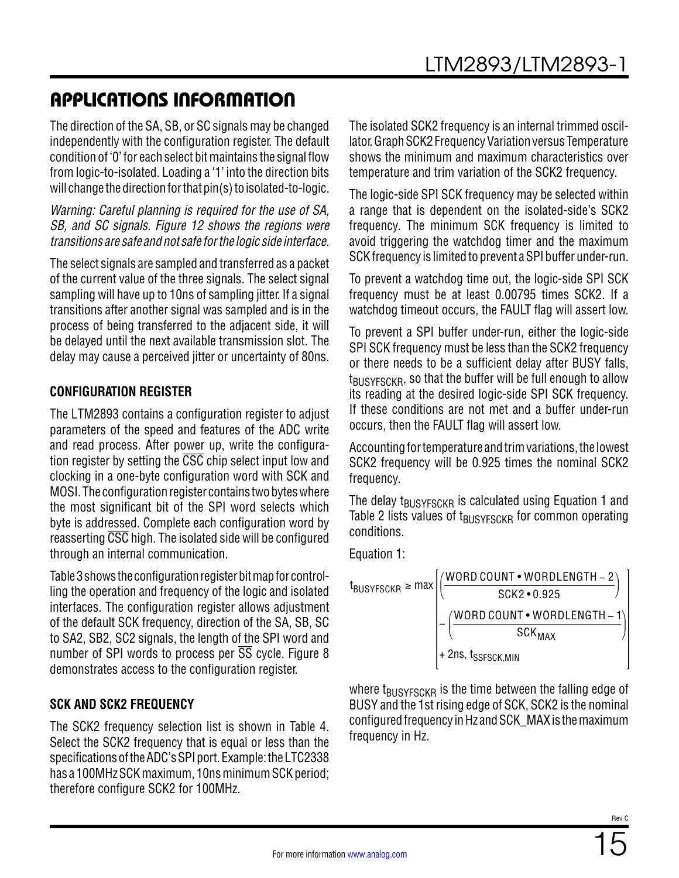## APPLICATIONS INFORMATION

The direction of the SA, SB, or SC signals may be changed independently with the configuration register. The default condition of '0' for each select bit maintains the signal flow from logic-to-isolated. Loading a '1' into the direction bits will change the direction for that pin(s) to isolated-to-logic.

*Warning: Careful planning is required for the use of SA, SB, and SC signals. Figure 12 shows the regions were transitions are safe and not safe for the logic side interface.*

The select signals are sampled and transferred as a packet of the current value of the three signals. The select signal sampling will have up to 10ns of sampling jitter. If a signal transitions after another signal was sampled and is in the process of being transferred to the adjacent side, it will be delayed until the next available transmission slot. The delay may cause a perceived jitter or uncertainty of 80ns.

### CONFIGURATION REGISTER

The LTM2893 contains a configuration register to adjust parameters of the speed and features of the ADC write and read process. After power up, write the configuration register by setting the $\overline{CSC}$ chip select input low and clocking in a one-byte configuration word with SCK and MOSI. The configuration register contains two bytes where the most significant bit of the SPI word selects which byte is addressed. Complete each configuration word by reasserting $\overline{CSC}$ high. The isolated side will be configured through an internal communication.

Table 3 shows the configuration register bit map for controlling the operation and frequency of the logic and isolated interfaces. The configuration register allows adjustment of the default SCK frequency, direction of the SA, SB, SC to SA2, SB2, SC2 signals, the length of the SPI word and number of SPI words to process per $\overline{SS}$ cycle. Figure 8 demonstrates access to the configuration register.

### SCK AND SCK2 FREQUENCY

The SCK2 frequency selection list is shown in Table 4. Select the SCK2 frequency that is equal or less than the specifications of the ADC's SPI port. Example: the LTC2338 has a 100MHz SCK maximum, 10ns minimum SCK period; therefore configure SCK2 for 100MHz.

The isolated SCK2 frequency is an internal trimmed oscillator. Graph SCK2 Frequency Variation versus Temperature shows the minimum and maximum characteristics over temperature and trim variation of the SCK2 frequency.

The logic-side SPI SCK frequency may be selected within a range that is dependent on the isolated-side's SCK2 frequency. The minimum SCK frequency is limited to avoid triggering the watchdog timer and the maximum SCK frequency is limited to prevent a SPI buffer under-run.

To prevent a watchdog time out, the logic-side SPI SCK frequency must be at least 0.00795 times SCK2. If a watchdog timeout occurs, the FAULT flag will assert low.

To prevent a SPI buffer under-run, either the logic-side SPI SCK frequency must be less than the SCK2 frequency or there needs to be a sufficient delay after BUSY falls, $t_{BUSYFSCKR}$, so that the buffer will be full enough to allow its reading at the desired logic-side SPI SCK frequency. If these conditions are not met and a buffer under-run occurs, then the FAULT flag will assert low.

Accounting for temperature and trim variations, the lowest SCK2 frequency will be 0.925 times the nominal SCK2 frequency.

The delay $t_{BUSYFSCKR}$ is calculated using Equation 1 and Table 2 lists values of $t_{BUSYFSCKR}$ for common operating conditions.

Equation 1:

$$t_{BUSYFSCKR} \geq \max\left[\begin{array}{l}\left(\dfrac{\text{WORD COUNT} \cdot \text{WORDLENGTH} - 2}{\text{SCK2} \cdot 0.925}\right) \\ -\left(\dfrac{\text{WORD COUNT} \cdot \text{WORDLENGTH} - 1}{\text{SCK}_{MAX}}\right) \\ + 2\text{ns},\ t_{SSFSCK,MIN}\end{array}\right]$$

where $t_{BUSYFSCKR}$ is the time between the falling edge of BUSY and the 1st rising edge of SCK, SCK2 is the nominal configured frequency in Hz and SCK_MAX is the maximum frequency in Hz.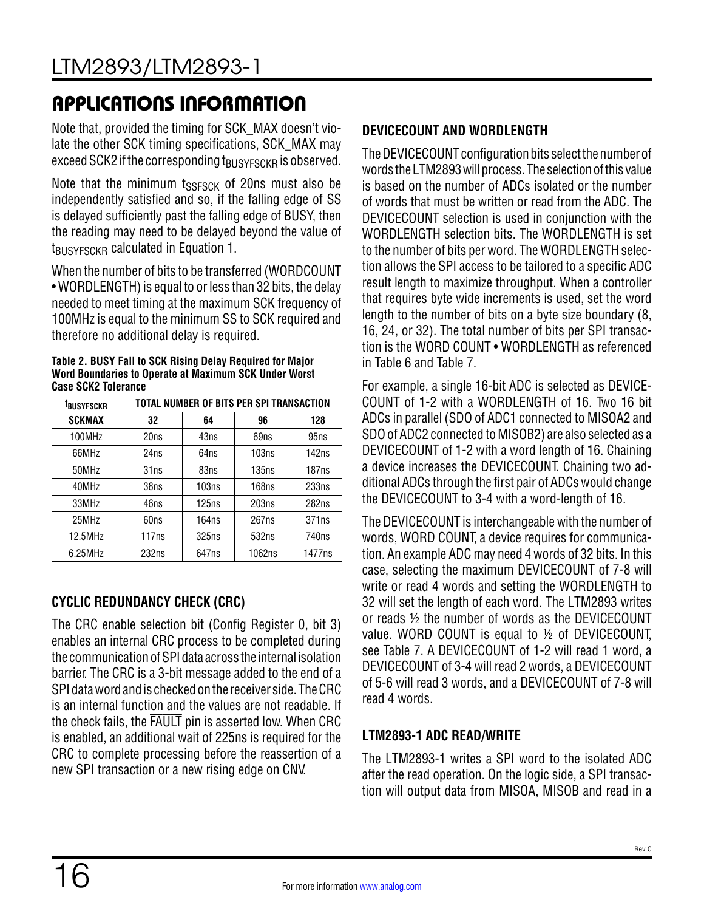## APPLICATIONS INFORMATION

Note that, provided the timing for SCK_MAX doesn't violate the other SCK timing specifications, SCK_MAX may exceed SCK2 if the corresponding $t_{BUSYFSCKR}$ is observed.

Note that the minimum $t_{SSFSCK}$ of 20ns must also be independently satisfied and so, if the falling edge of SS is delayed sufficiently past the falling edge of BUSY, then the reading may need to be delayed beyond the value of $t_{BUSYFSCKR}$ calculated in Equation 1.

When the number of bits to be transferred (WORDCOUNT • WORDLENGTH) is equal to or less than 32 bits, the delay needed to meet timing at the maximum SCK frequency of 100MHz is equal to the minimum SS to SCK required and therefore no additional delay is required.

**Table 2. BUSY Fall to SCK Rising Delay Required for Major Word Boundaries to Operate at Maximum SCK Under Worst Case SCK2 Tolerance**

| $t_{BUSYFSCKR}$ | TOTAL NUMBER OF BITS PER SPI TRANSACTION | | | |
|---|---|---|---|---|
| **SCKMAX** | **32** | **64** | **96** | **128** |
| 100MHz | 20ns | 43ns | 69ns | 95ns |
| 66MHz | 24ns | 64ns | 103ns | 142ns |
| 50MHz | 31ns | 83ns | 135ns | 187ns |
| 40MHz | 38ns | 103ns | 168ns | 233ns |
| 33MHz | 46ns | 125ns | 203ns | 282ns |
| 25MHz | 60ns | 164ns | 267ns | 371ns |
| 12.5MHz | 117ns | 325ns | 532ns | 740ns |
| 6.25MHz | 232ns | 647ns | 1062ns | 1477ns |

### CYCLIC REDUNDANCY CHECK (CRC)

The CRC enable selection bit (Config Register 0, bit 3) enables an internal CRC process to be completed during the communication of SPI data across the internal isolation barrier. The CRC is a 3-bit message added to the end of a SPI data word and is checked on the receiver side. The CRC is an internal function and the values are not readable. If the check fails, the $\overline{\text{FAULT}}$ pin is asserted low. When CRC is enabled, an additional wait of 225ns is required for the CRC to complete processing before the reassertion of a new SPI transaction or a new rising edge on CNV.

### DEVICECOUNT AND WORDLENGTH

The DEVICECOUNT configuration bits select the number of words the LTM2893 will process. The selection of this value is based on the number of ADCs isolated or the number of words that must be written or read from the ADC. The DEVICECOUNT selection is used in conjunction with the WORDLENGTH selection bits. The WORDLENGTH is set to the number of bits per word. The WORDLENGTH selection allows the SPI access to be tailored to a specific ADC result length to maximize throughput. When a controller that requires byte wide increments is used, set the word length to the number of bits on a byte size boundary (8, 16, 24, or 32). The total number of bits per SPI transaction is the WORD COUNT • WORDLENGTH as referenced in Table 6 and Table 7.

For example, a single 16-bit ADC is selected as DEVICECOUNT of 1-2 with a WORDLENGTH of 16. Two 16 bit ADCs in parallel (SDO of ADC1 connected to MISOA2 and SDO of ADC2 connected to MISOB2) are also selected as a DEVICECOUNT of 1-2 with a word length of 16. Chaining a device increases the DEVICECOUNT. Chaining two additional ADCs through the first pair of ADCs would change the DEVICECOUNT to 3-4 with a word-length of 16.

The DEVICECOUNT is interchangeable with the number of words, WORD COUNT, a device requires for communication. An example ADC may need 4 words of 32 bits. In this case, selecting the maximum DEVICECOUNT of 7-8 will write or read 4 words and setting the WORDLENGTH to 32 will set the length of each word. The LTM2893 writes or reads ½ the number of words as the DEVICECOUNT value. WORD COUNT is equal to ½ of DEVICECOUNT, see Table 7. A DEVICECOUNT of 1-2 will read 1 word, a DEVICECOUNT of 3-4 will read 2 words, a DEVICECOUNT of 5-6 will read 3 words, and a DEVICECOUNT of 7-8 will read 4 words.

### LTM2893-1 ADC READ/WRITE

The LTM2893-1 writes a SPI word to the isolated ADC after the read operation. On the logic side, a SPI transaction will output data from MISOA, MISOB and read in a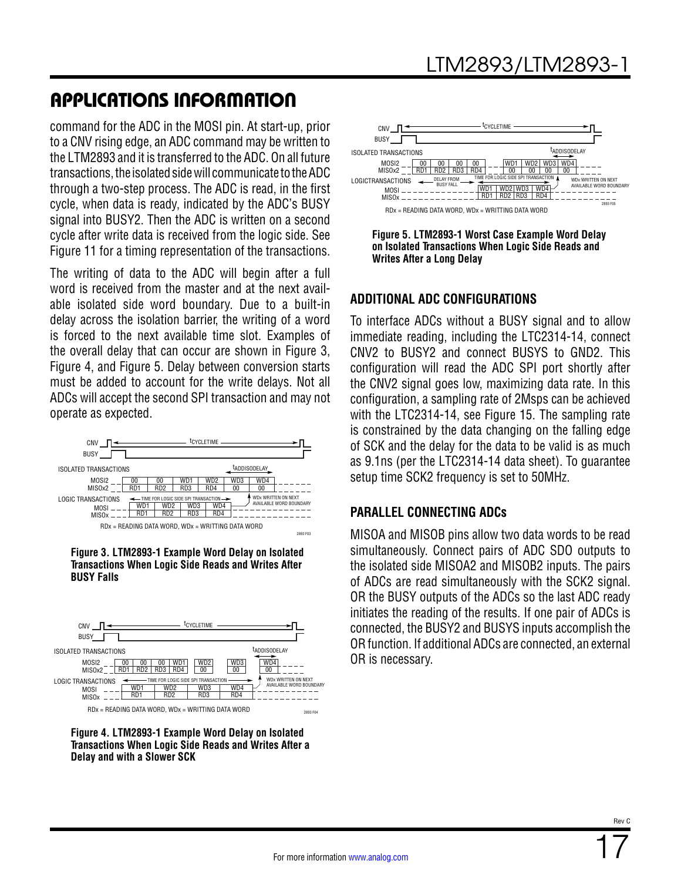## APPLICATIONS INFORMATION

command for the ADC in the MOSI pin. At start-up, prior to a CNV rising edge, an ADC command may be written to the LTM2893 and it is transferred to the ADC. On all future transactions, the isolated side will communicate to the ADC through a two-step process. The ADC is read, in the first cycle, when data is ready, indicated by the ADC's BUSY signal into BUSY2. Then the ADC is written on a second cycle after write data is received from the logic side. See Figure 11 for a timing representation of the transactions.

The writing of data to the ADC will begin after a full word is received from the master and at the next available isolated side word boundary. Due to a built-in delay across the isolation barrier, the writing of a word is forced to the next available time slot. Examples of the overall delay that can occur are shown in Figure 3, Figure 4, and Figure 5. Delay between conversion starts must be added to account for the write delays. Not all ADCs will accept the second SPI transaction and may not operate as expected.

**Figure 3. LTM2893-1 Example Word Delay on Isolated Transactions When Logic Side Reads and Writes After BUSY Falls**

**Figure 4. LTM2893-1 Example Word Delay on Isolated Transactions When Logic Side Reads and Writes After a Delay and with a Slower SCK**

**Figure 5. LTM2893-1 Worst Case Example Word Delay on Isolated Transactions When Logic Side Reads and Writes After a Long Delay**

### ADDITIONAL ADC CONFIGURATIONS

To interface ADCs without a BUSY signal and to allow immediate reading, including the LTC2314-14, connect CNV2 to BUSY2 and connect BUSYS to GND2. This configuration will read the ADC SPI port shortly after the CNV2 signal goes low, maximizing data rate. In this configuration, a sampling rate of 2Msps can be achieved with the LTC2314-14, see Figure 15. The sampling rate is constrained by the data changing on the falling edge of SCK and the delay for the data to be valid is as much as 9.1ns (per the LTC2314-14 data sheet). To guarantee setup time SCK2 frequency is set to 50MHz.

### PARALLEL CONNECTING ADCs

MISOA and MISOB pins allow two data words to be read simultaneously. Connect pairs of ADC SDO outputs to the isolated side MISOA2 and MISOB2 inputs. The pairs of ADCs are read simultaneously with the SCK2 signal. OR the BUSY outputs of the ADCs so the last ADC ready initiates the reading of the results. If one pair of ADCs is connected, the BUSY2 and BUSYS inputs accomplish the OR function. If additional ADCs are connected, an external OR is necessary.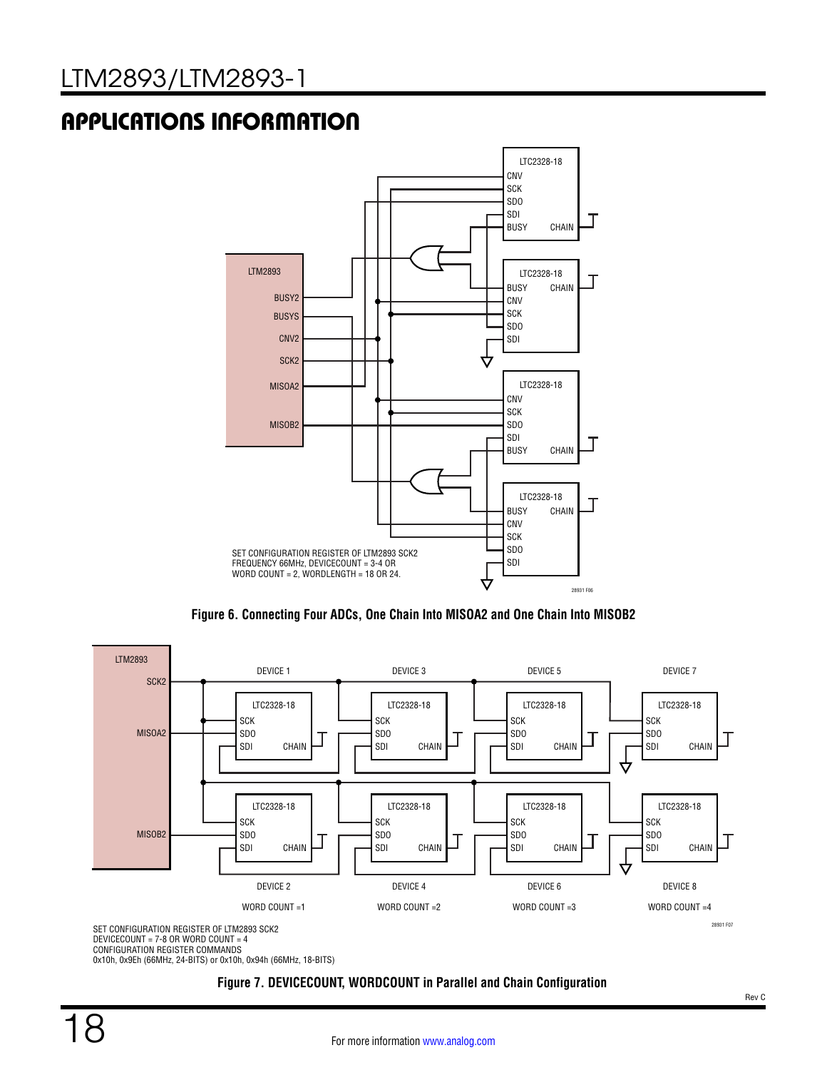## APPLICATIONS INFORMATION

SET CONFIGURATION REGISTER OF LTM2893 SCK2 FREQUENCY 66MHz, DEVICECOUNT = 3-4 OR WORD COUNT = 2, WORDLENGTH = 18 OR 24.

**Figure 6. Connecting Four ADCs, One Chain Into MISOA2 and One Chain Into MISOB2**

SET CONFIGURATION REGISTER OF LTM2893 SCK2
DEVICECOUNT = 7-8 OR WORD COUNT = 4
CONFIGURATION REGISTER COMMANDS
0x10h, 0x9Eh (66MHz, 24-BITS) or 0x10h, 0x94h (66MHz, 18-BITS)

**Figure 7. DEVICECOUNT, WORDCOUNT in Parallel and Chain Configuration**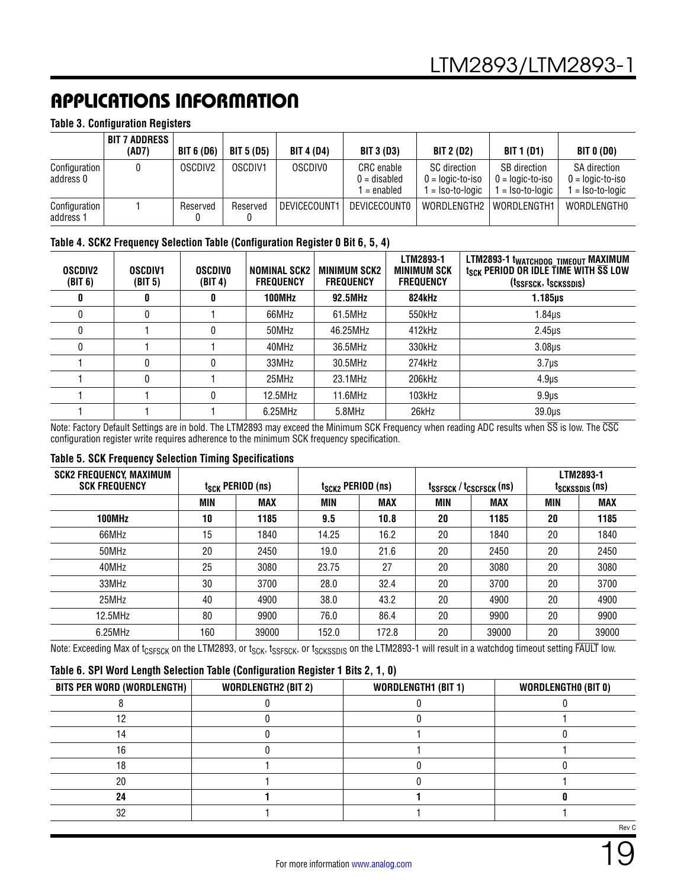## APPLICATIONS INFORMATION

**Table 3. Configuration Registers**

| | BIT 7 ADDRESS (AD7) | BIT 6 (D6) | BIT 5 (D5) | BIT 4 (D4) | BIT 3 (D3) | BIT 2 (D2) | BIT 1 (D1) | BIT 0 (D0) |
|---|---|---|---|---|---|---|---|---|
| Configuration address 0 | 0 | OSCDIV2 | OSCDIV1 | OSCDIV0 | CRC enable 0 = disabled 1 = enabled | SC direction 0 = logic-to-iso 1 = Iso-to-logic | SB direction 0 = logic-to-iso 1 = Iso-to-logic | SA direction 0 = logic-to-iso 1 = Iso-to-logic |
| Configuration address 1 | 1 | Reserved 0 | Reserved 0 | DEVICECOUNT1 | DEVICECOUNT0 | WORDLENGTH2 | WORDLENGTH1 | WORDLENGTH0 |

**Table 4. SCK2 Frequency Selection Table (Configuration Register 0 Bit 6, 5, 4)**

| OSCDIV2 (BIT 6) | OSCDIV1 (BIT 5) | OSCDIV0 (BIT 4) | NOMINAL SCK2 FREQUENCY | MINIMUM SCK2 FREQUENCY | LTM2893-1 MINIMUM SCK FREQUENCY | LTM2893-1 $t_{WATCHDOG\_TIMEOUT}$ MAXIMUM $t_{SCK}$ PERIOD OR IDLE TIME WITH $\overline{SS}$ LOW ($t_{SSFSCK}$, $t_{SCKSSDIS}$) |
|---|---|---|---|---|---|---|
| **0** | **0** | **0** | **100MHz** | **92.5MHz** | **824kHz** | **1.185µs** |
| 0 | 0 | 1 | 66MHz | 61.5MHz | 550kHz | 1.84µs |
| 0 | 1 | 0 | 50MHz | 46.25MHz | 412kHz | 2.45µs |
| 0 | 1 | 1 | 40MHz | 36.5MHz | 330kHz | 3.08µs |
| 1 | 0 | 0 | 33MHz | 30.5MHz | 274kHz | 3.7µs |
| 1 | 0 | 1 | 25MHz | 23.1MHz | 206kHz | 4.9µs |
| 1 | 1 | 0 | 12.5MHz | 11.6MHz | 103kHz | 9.9µs |
| 1 | 1 | 1 | 6.25MHz | 5.8MHz | 26kHz | 39.0µs |

Note: Factory Default Settings are in bold. The LTM2893 may exceed the Minimum SCK Frequency when reading ADC results when $\overline{SS}$ is low. The $\overline{CSC}$ configuration register write requires adherence to the minimum SCK frequency specification.

**Table 5. SCK Frequency Selection Timing Specifications**

| SCK2 FREQUENCY, MAXIMUM SCK FREQUENCY | $t_{SCK}$ PERIOD (ns) | | $t_{SCK2}$ PERIOD (ns) | | $t_{SSFSCK}$ / $t_{CSCFSCK}$ (ns) | | LTM2893-1 $t_{SCKSSDIS}$ (ns) | |
|---|---|---|---|---|---|---|---|---|
| | MIN | MAX | MIN | MAX | MIN | MAX | MIN | MAX |
| **100MHz** | **10** | **1185** | **9.5** | **10.8** | **20** | **1185** | **20** | **1185** |
| 66MHz | 15 | 1840 | 14.25 | 16.2 | 20 | 1840 | 20 | 1840 |
| 50MHz | 20 | 2450 | 19.0 | 21.6 | 20 | 2450 | 20 | 2450 |
| 40MHz | 25 | 3080 | 23.75 | 27 | 20 | 3080 | 20 | 3080 |
| 33MHz | 30 | 3700 | 28.0 | 32.4 | 20 | 3700 | 20 | 3700 |
| 25MHz | 40 | 4900 | 38.0 | 43.2 | 20 | 4900 | 20 | 4900 |
| 12.5MHz | 80 | 9900 | 76.0 | 86.4 | 20 | 9900 | 20 | 9900 |
| 6.25MHz | 160 | 39000 | 152.0 | 172.8 | 20 | 39000 | 20 | 39000 |

Note: Exceeding Max of $t_{CSFSCK}$ on the LTM2893, or $t_{SCK}$, $t_{SSFSCK}$, or $t_{SCKSSDIS}$ on the LTM2893-1 will result in a watchdog timeout setting $\overline{FAULT}$ low.

**Table 6. SPI Word Length Selection Table (Configuration Register 1 Bits 2, 1, 0)**

| BITS PER WORD (WORDLENGTH) | WORDLENGTH2 (BIT 2) | WORDLENGTH1 (BIT 1) | WORDLENGTH0 (BIT 0) |
|---|---|---|---|
| 8 | 0 | 0 | 0 |
| 12 | 0 | 0 | 1 |
| 14 | 0 | 1 | 0 |
| 16 | 0 | 1 | 1 |
| 18 | 1 | 0 | 0 |
| 20 | 1 | 0 | 1 |
| **24** | **1** | **1** | **0** |
| 32 | 1 | 1 | 1 |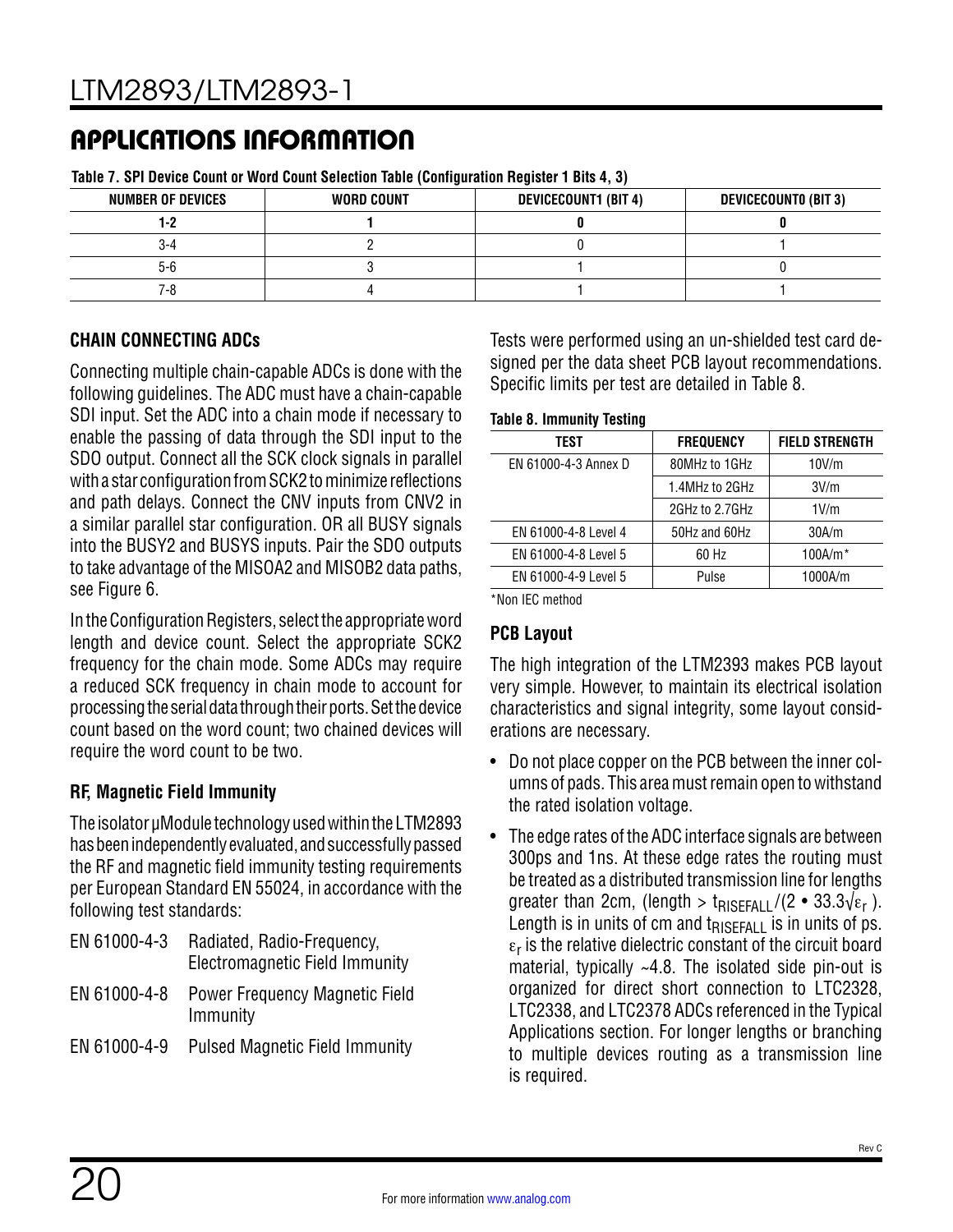## APPLICATIONS INFORMATION

**Table 7. SPI Device Count or Word Count Selection Table (Configuration Register 1 Bits 4, 3)**

| NUMBER OF DEVICES | WORD COUNT | DEVICECOUNT1 (BIT 4) | DEVICECOUNT0 (BIT 3) |
|---|---|---|---|
| **1-2** | **1** | **0** | **0** |
| 3-4 | 2 | 0 | 1 |
| 5-6 | 3 | 1 | 0 |
| 7-8 | 4 | 1 | 1 |

### CHAIN CONNECTING ADCs

Connecting multiple chain-capable ADCs is done with the following guidelines. The ADC must have a chain-capable SDI input. Set the ADC into a chain mode if necessary to enable the passing of data through the SDI input to the SDO output. Connect all the SCK clock signals in parallel with a star configuration from SCK2 to minimize reflections and path delays. Connect the CNV inputs from CNV2 in a similar parallel star configuration. OR all BUSY signals into the BUSY2 and BUSYS inputs. Pair the SDO outputs to take advantage of the MISOA2 and MISOB2 data paths, see Figure 6.

In the Configuration Registers, select the appropriate word length and device count. Select the appropriate SCK2 frequency for the chain mode. Some ADCs may require a reduced SCK frequency in chain mode to account for processing the serial data through their ports. Set the device count based on the word count; two chained devices will require the word count to be two.

### RF, Magnetic Field Immunity

The isolator μModule technology used within the LTM2893 has been independently evaluated, and successfully passed the RF and magnetic field immunity testing requirements per European Standard EN 55024, in accordance with the following test standards:

EN 61000-4-3 Radiated, Radio-Frequency, Electromagnetic Field Immunity

EN 61000-4-8 Power Frequency Magnetic Field Immunity

EN 61000-4-9 Pulsed Magnetic Field Immunity

Tests were performed using an un-shielded test card designed per the data sheet PCB layout recommendations. Specific limits per test are detailed in Table 8.

**Table 8. Immunity Testing**

| TEST | FREQUENCY | FIELD STRENGTH |
|---|---|---|
| EN 61000-4-3 Annex D | 80MHz to 1GHz | 10V/m |
| | 1.4MHz to 2GHz | 3V/m |
| | 2GHz to 2.7GHz | 1V/m |
| EN 61000-4-8 Level 4 | 50Hz and 60Hz | 30A/m |
| EN 61000-4-8 Level 5 | 60 Hz | 100A/m* |
| EN 61000-4-9 Level 5 | Pulse | 1000A/m |

*Non IEC method

### PCB Layout

The high integration of the LTM2393 makes PCB layout very simple. However, to maintain its electrical isolation characteristics and signal integrity, some layout considerations are necessary.

- Do not place copper on the PCB between the inner columns of pads. This area must remain open to withstand the rated isolation voltage.
- The edge rates of the ADC interface signals are between 300ps and 1ns. At these edge rates the routing must be treated as a distributed transmission line for lengths greater than 2cm, (length > $t_{RISEFALL}/(2 \cdot 33.3\sqrt{\varepsilon_r})$). Length is in units of cm and $t_{RISEFALL}$ is in units of ps. $\varepsilon_r$ is the relative dielectric constant of the circuit board material, typically ~4.8. The isolated side pin-out is organized for direct short connection to LTC2328, LTC2338, and LTC2378 ADCs referenced in the Typical Applications section. For longer lengths or branching to multiple devices routing as a transmission line is required.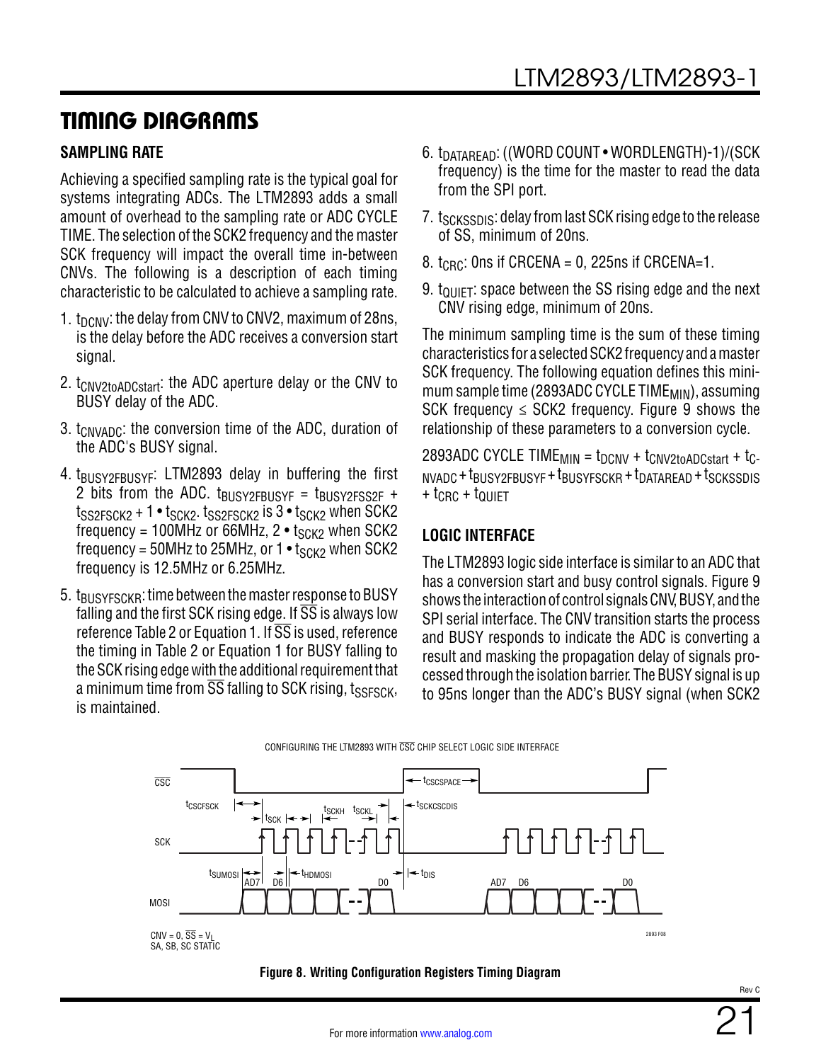## TIMING DIAGRAMS

### SAMPLING RATE

Achieving a specified sampling rate is the typical goal for systems integrating ADCs. The LTM2893 adds a small amount of overhead to the sampling rate or ADC CYCLE TIME. The selection of the SCK2 frequency and the master SCK frequency will impact the overall time in-between CNVs. The following is a description of each timing characteristic to be calculated to achieve a sampling rate.

1. $t_{DCNV}$: the delay from CNV to CNV2, maximum of 28ns, is the delay before the ADC receives a conversion start signal.
2. $t_{CNV2toADCstart}$: the ADC aperture delay or the CNV to BUSY delay of the ADC.
3. $t_{CNVADC}$: the conversion time of the ADC, duration of the ADC's BUSY signal.
4. $t_{BUSY2FBUSYF}$: LTM2893 delay in buffering the first 2 bits from the ADC. $t_{BUSY2FBUSYF} = t_{BUSY2FSS2F} + t_{SS2FSCK2} + 1 \bullet t_{SCK2}$. $t_{SS2FSCK2}$ is $3 \bullet t_{SCK2}$ when SCK2 frequency = 100MHz or 66MHz, $2 \bullet t_{SCK2}$ when SCK2 frequency = 50MHz to 25MHz, or $1 \bullet t_{SCK2}$ when SCK2 frequency is 12.5MHz or 6.25MHz.
5. $t_{BUSYFSCKR}$: time between the master response to BUSY falling and the first SCK rising edge. If $\overline{SS}$ is always low reference Table 2 or Equation 1. If $\overline{SS}$ is used, reference the timing in Table 2 or Equation 1 for BUSY falling to the SCK rising edge with the additional requirement that a minimum time from $\overline{SS}$ falling to SCK rising, $t_{SSFSCK}$, is maintained.
6. $t_{DATAREAD}$: ((WORD COUNT • WORDLENGTH)-1)/(SCK frequency) is the time for the master to read the data from the SPI port.
7. $t_{SCKSSDIS}$: delay from last SCK rising edge to the release of SS, minimum of 20ns.
8. $t_{CRC}$: 0ns if CRCENA = 0, 225ns if CRCENA=1.
9. $t_{QUIET}$: space between the SS rising edge and the next CNV rising edge, minimum of 20ns.

The minimum sampling time is the sum of these timing characteristics for a selected SCK2 frequency and a master SCK frequency. The following equation defines this minimum sample time (2893ADC CYCLE $TIME_{MIN}$), assuming SCK frequency ≤ SCK2 frequency. Figure 9 shows the relationship of these parameters to a conversion cycle.

$$2893ADC\ CYCLE\ TIME_{MIN} = t_{DCNV} + t_{CNV2toADCstart} + t_{CNVADC} + t_{BUSY2FBUSYF} + t_{BUSYFSCKR} + t_{DATAREAD} + t_{SCKSSDIS} + t_{CRC} + t_{QUIET}$$

### LOGIC INTERFACE

The LTM2893 logic side interface is similar to an ADC that has a conversion start and busy control signals. Figure 9 shows the interaction of control signals CNV, BUSY, and the SPI serial interface. The CNV transition starts the process and BUSY responds to indicate the ADC is converting a result and masking the propagation delay of signals processed through the isolation barrier. The BUSY signal is up to 95ns longer than the ADC's BUSY signal (when SCK2

CONFIGURING THE LTM2893 WITH $\overline{CSC}$ CHIP SELECT LOGIC SIDE INTERFACE

$\overline{CSC}$, SCK, MOSI; $t_{CSCFSCK}$, $t_{SCK}$, $t_{SCKH}$, $t_{SCKL}$, $t_{CSCSPACE}$, $t_{SCKCSCDIS}$, $t_{SUMOSI}$, $t_{HDMOSI}$, $t_{DIS}$; AD7, D6, D0

CNV = 0, $\overline{SS}$ = $V_L$
SA, SB, SC STATIC

**Figure 8. Writing Configuration Registers Timing Diagram**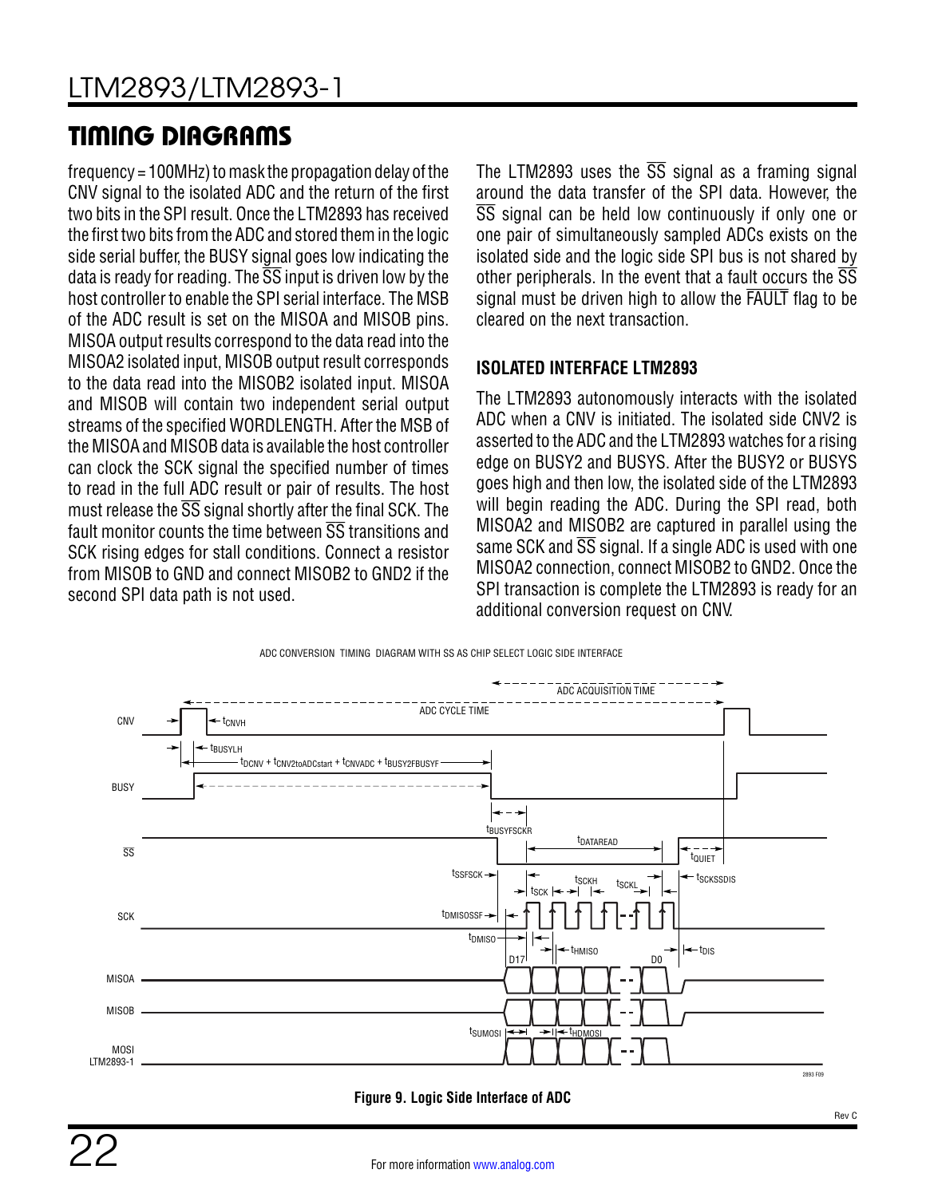## TIMING DIAGRAMS

frequency = 100MHz) to mask the propagation delay of the CNV signal to the isolated ADC and the return of the first two bits in the SPI result. Once the LTM2893 has received the first two bits from the ADC and stored them in the logic side serial buffer, the BUSY signal goes low indicating the data is ready for reading. The $\overline{SS}$ input is driven low by the host controller to enable the SPI serial interface. The MSB of the ADC result is set on the MISOA and MISOB pins. MISOA output results correspond to the data read into the MISOA2 isolated input, MISOB output result corresponds to the data read into the MISOB2 isolated input. MISOA and MISOB will contain two independent serial output streams of the specified WORDLENGTH. After the MSB of the MISOA and MISOB data is available the host controller can clock the SCK signal the specified number of times to read in the full ADC result or pair of results. The host must release the $\overline{SS}$ signal shortly after the final SCK. The fault monitor counts the time between $\overline{SS}$ transitions and SCK rising edges for stall conditions. Connect a resistor from MISOB to GND and connect MISOB2 to GND2 if the second SPI data path is not used.

The LTM2893 uses the $\overline{SS}$ signal as a framing signal around the data transfer of the SPI data. However, the $\overline{SS}$ signal can be held low continuously if only one or one pair of simultaneously sampled ADCs exists on the isolated side and the logic side SPI bus is not shared by other peripherals. In the event that a fault occurs the $\overline{SS}$ signal must be driven high to allow the $\overline{FAULT}$ flag to be cleared on the next transaction.

### ISOLATED INTERFACE LTM2893

The LTM2893 autonomously interacts with the isolated ADC when a CNV is initiated. The isolated side CNV2 is asserted to the ADC and the LTM2893 watches for a rising edge on BUSY2 and BUSYS. After the BUSY2 or BUSYS goes high and then low, the isolated side of the LTM2893 will begin reading the ADC. During the SPI read, both MISOA2 and MISOB2 are captured in parallel using the same SCK and $\overline{SS}$ signal. If a single ADC is used with one MISOA2 connection, connect MISOB2 to GND2. Once the SPI transaction is complete the LTM2893 is ready for an additional conversion request on CNV.

ADC CONVERSION TIMING DIAGRAM WITH SS AS CHIP SELECT LOGIC SIDE INTERFACE

Figure 9. Logic Side Interface of ADC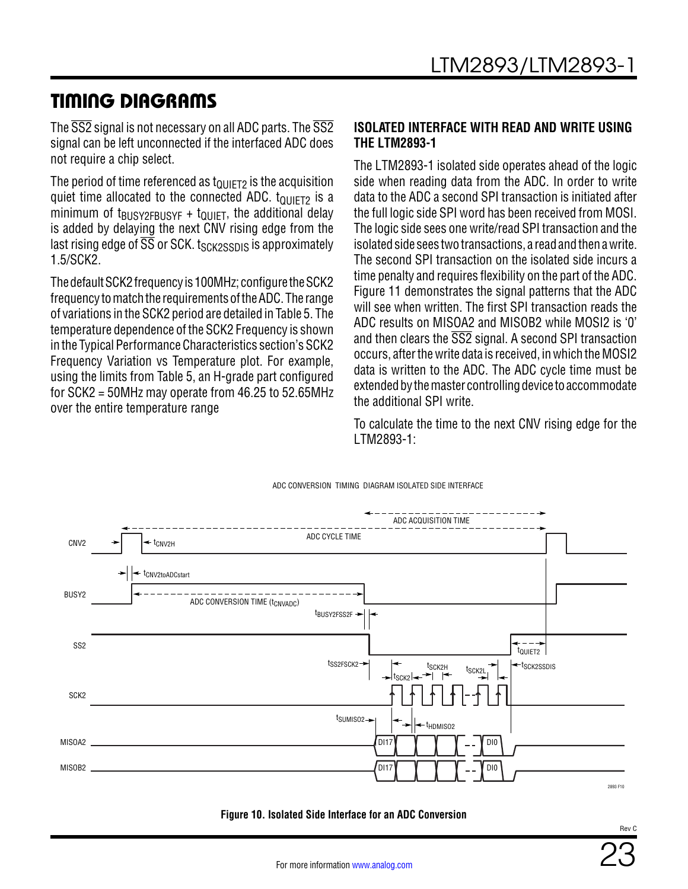## TIMING DIAGRAMS

The $\overline{SS2}$ signal is not necessary on all ADC parts. The $\overline{SS2}$ signal can be left unconnected if the interfaced ADC does not require a chip select.

The period of time referenced as $t_{QUIET2}$ is the acquisition quiet time allocated to the connected ADC. $t_{QUIET2}$ is a minimum of $t_{BUSY2FBUSYF}$ + $t_{QUIET}$, the additional delay is added by delaying the next CNV rising edge from the last rising edge of $\overline{SS}$ or SCK. $t_{SCK2SSDIS}$ is approximately 1.5/SCK2.

The default SCK2 frequency is 100MHz; configure the SCK2 frequency to match the requirements of the ADC. The range of variations in the SCK2 period are detailed in Table 5. The temperature dependence of the SCK2 Frequency is shown in the Typical Performance Characteristics section's SCK2 Frequency Variation vs Temperature plot. For example, using the limits from Table 5, an H-grade part configured for SCK2 = 50MHz may operate from 46.25 to 52.65MHz over the entire temperature range

### ISOLATED INTERFACE WITH READ AND WRITE USING THE LTM2893-1

The LTM2893-1 isolated side operates ahead of the logic side when reading data from the ADC. In order to write data to the ADC a second SPI transaction is initiated after the full logic side SPI word has been received from MOSI. The logic side sees one write/read SPI transaction and the isolated side sees two transactions, a read and then a write. The second SPI transaction on the isolated side incurs a time penalty and requires flexibility on the part of the ADC. Figure 11 demonstrates the signal patterns that the ADC will see when written. The first SPI transaction reads the ADC results on MISOA2 and MISOB2 while MOSI2 is '0' and then clears the $\overline{SS2}$ signal. A second SPI transaction occurs, after the write data is received, in which the MOSI2 data is written to the ADC. The ADC cycle time must be extended by the master controlling device to accommodate the additional SPI write.

To calculate the time to the next CNV rising edge for the LTM2893-1:

**Figure 10. Isolated Side Interface for an ADC Conversion**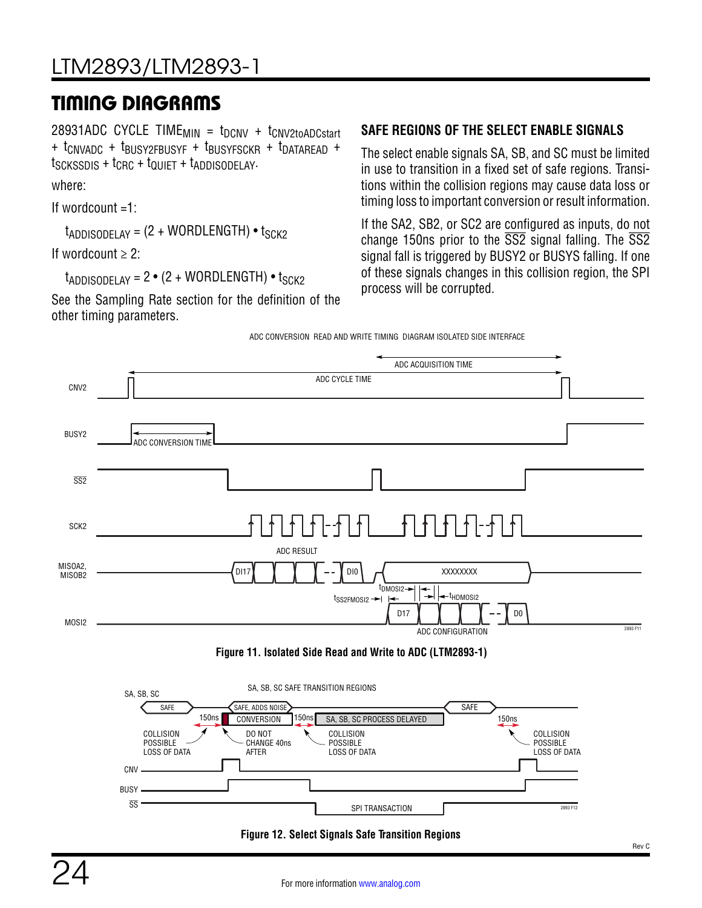## TIMING DIAGRAMS

28931ADC CYCLE $TIME_{MIN}$ = $t_{DCNV}$ + $t_{CNV2toADCstart}$ + $t_{CNVADC}$ + $t_{BUSY2FBUSYF}$ + $t_{BUSYFSCKR}$ + $t_{DATAREAD}$ + $t_{SCKSSDIS}$ + $t_{CRC}$ + $t_{QUIET}$ + $t_{ADDISODELAY}$.

where:

If wordcount =1:

$t_{ADDISODELAY}$ = (2 + WORDLENGTH) • $t_{SCK2}$

If wordcount ≥ 2:

$t_{ADDISODELAY}$ = 2 • (2 + WORDLENGTH) • $t_{SCK2}$

See the Sampling Rate section for the definition of the other timing parameters.

### SAFE REGIONS OF THE SELECT ENABLE SIGNALS

The select enable signals SA, SB, and SC must be limited in use to transition in a fixed set of safe regions. Transitions within the collision regions may cause data loss or timing loss to important conversion or result information.

If the SA2, SB2, or SC2 are configured as inputs, do not change 150ns prior to the $\overline{SS2}$ signal falling. The $\overline{SS2}$ signal fall is triggered by BUSY2 or BUSYS falling. If one of these signals changes in this collision region, the SPI process will be corrupted.

Figure 11. Isolated Side Read and Write to ADC (LTM2893-1)

Figure 12. Select Signals Safe Transition Regions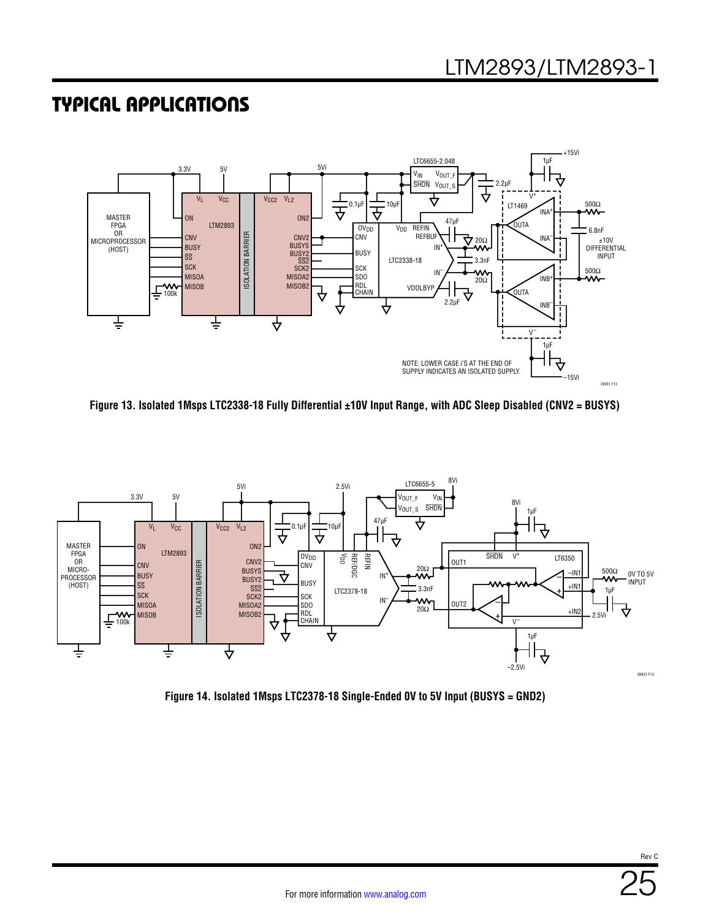## TYPICAL APPLICATIONS

Figure 13. Isolated 1Msps LTC2338-18 Fully Differential ±10V Input Range, with ADC Sleep Disabled (CNV2 = BUSYS)

Figure 14. Isolated 1Msps LTC2378-18 Single-Ended 0V to 5V Input (BUSYS = GND2)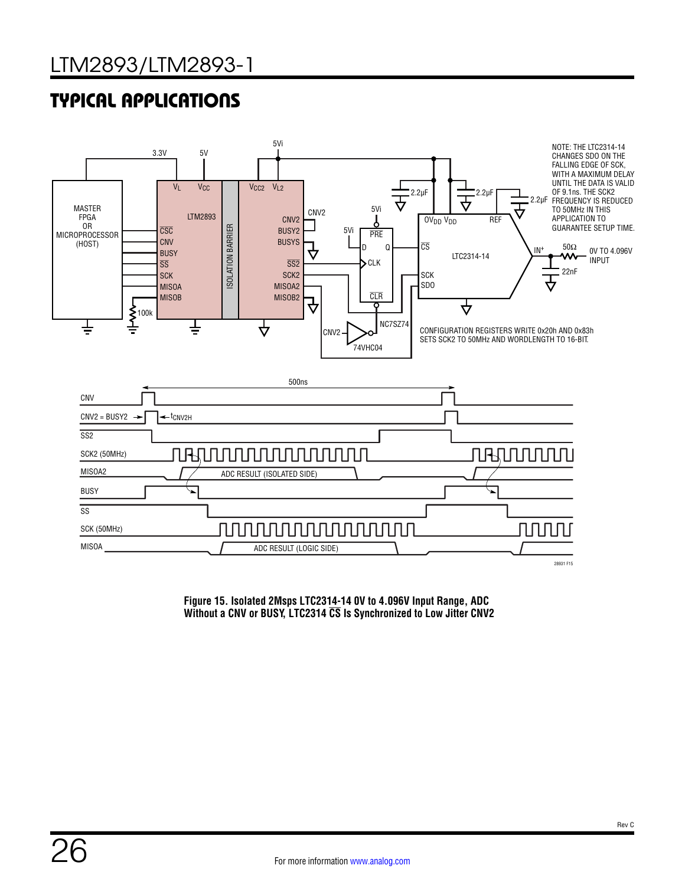## TYPICAL APPLICATIONS

NOTE: THE LTC2314-14 CHANGES SDO ON THE FALLING EDGE OF SCK, WITH A MAXIMUM DELAY UNTIL THE DATA IS VALID OF 9.1ns. THE SCK2 FREQUENCY IS REDUCED TO 50MHz IN THIS APPLICATION TO GUARANTEE SETUP TIME.

CONFIGURATION REGISTERS WRITE 0x20h AND 0x83h SETS SCK2 TO 50MHz AND WORDLENGTH TO 16-BIT.

**Figure 15. Isolated 2Msps LTC2314-14 0V to 4.096V Input Range, ADC Without a CNV or BUSY, LTC2314 $\overline{CS}$ Is Synchronized to Low Jitter CNV2**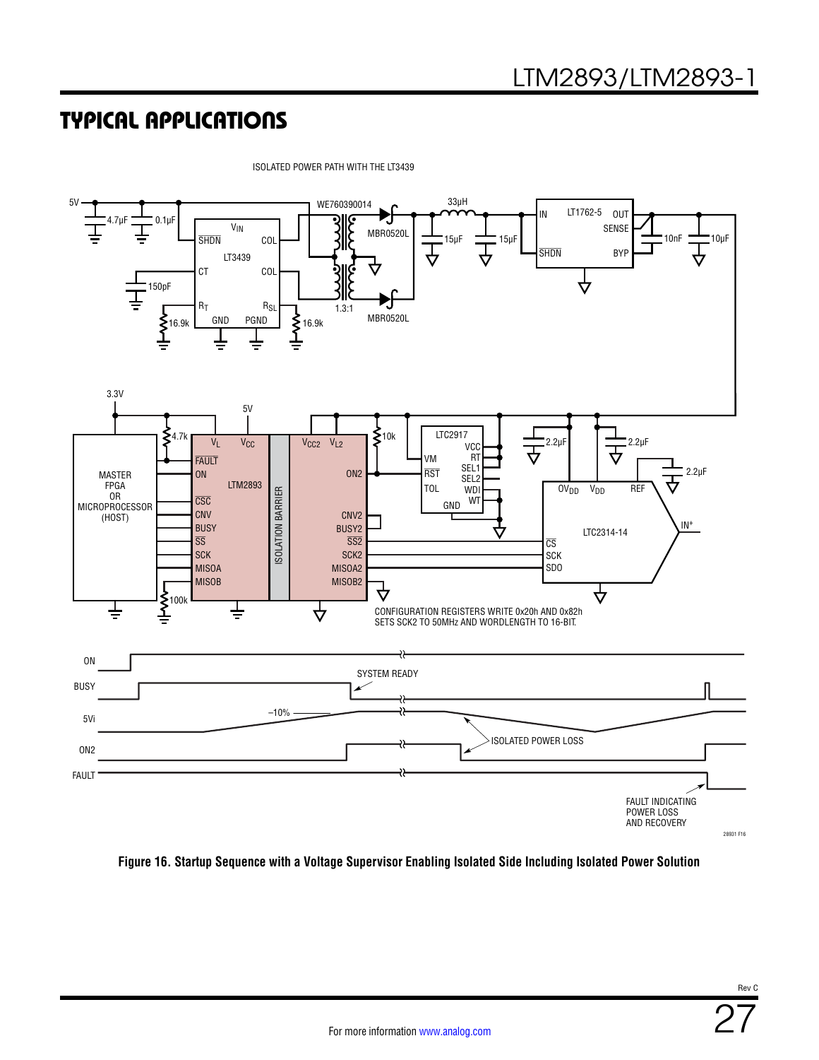## TYPICAL APPLICATIONS

ISOLATED POWER PATH WITH THE LT3439

5V — 4.7µF — 0.1µF — LT3439 (VIN, SHDN, COL, CT, COL, RT, RSL, GND, PGND) — 150pF — 16.9k — 16.9k — WE760390014 — 1.3:1 — MBR0520L — MBR0520L — 33µH — 15µF — 15µF — LT1762-5 (IN, OUT, SENSE, SHDN, BYP) — 10nF — 10µF

3.3V — 5V — 4.7k — MASTER FPGA OR MICROPROCESSOR (HOST) — 100k — LTM2893 (VL, VCC, FAULT, ON, CSC, CNV, BUSY, SS, SCK, MISOA, MISOB) — ISOLATION BARRIER — (VCC2, VL2, ON2, CNV2, BUSY2, SS2, SCK2, MISOA2, MISOB2) — 10k — LTC2917 (VM, RST, TOL, VCC, RT, SEL1, SEL2, WDI, WT, GND) — 2.2µF — 2.2µF — 2.2µF — LTC2314-14 (OVDD, VDD, REF, IN+, CS, SCK, SDO)

CONFIGURATION REGISTERS WRITE 0x20h AND 0x82h SETS SCK2 TO 50MHz AND WORDLENGTH TO 16-BIT.

ON — BUSY — 5Vi — ON2 — FAULT — SYSTEM READY — –10% — ISOLATED POWER LOSS — FAULT INDICATING POWER LOSS AND RECOVERY

**Figure 16. Startup Sequence with a Voltage Supervisor Enabling Isolated Side Including Isolated Power Solution**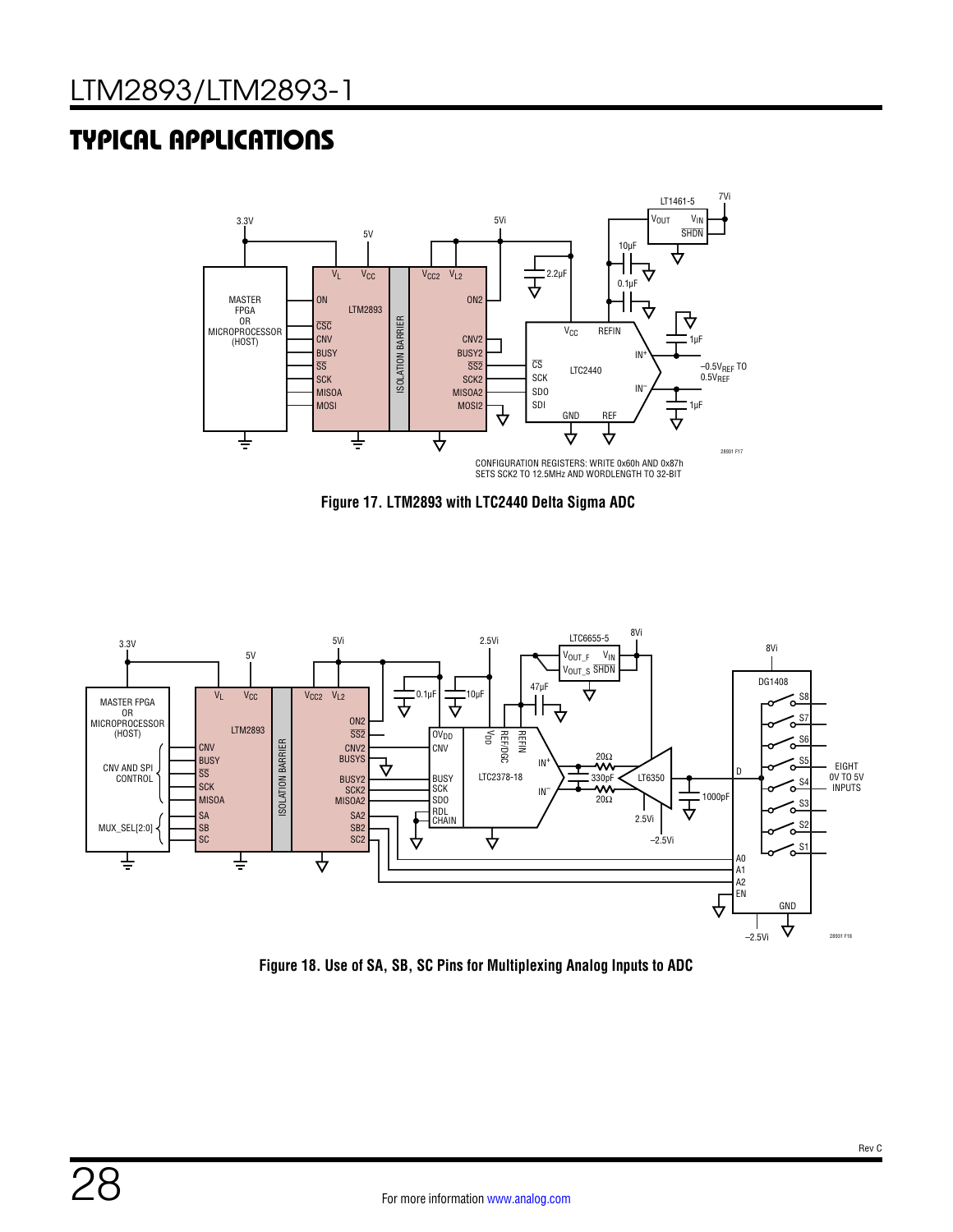## TYPICAL APPLICATIONS

CONFIGURATION REGISTERS: WRITE 0x60h AND 0x87h SETS SCK2 TO 12.5MHz AND WORDLENGTH TO 32-BIT

**Figure 17. LTM2893 with LTC2440 Delta Sigma ADC**

**Figure 18. Use of SA, SB, SC Pins for Multiplexing Analog Inputs to ADC**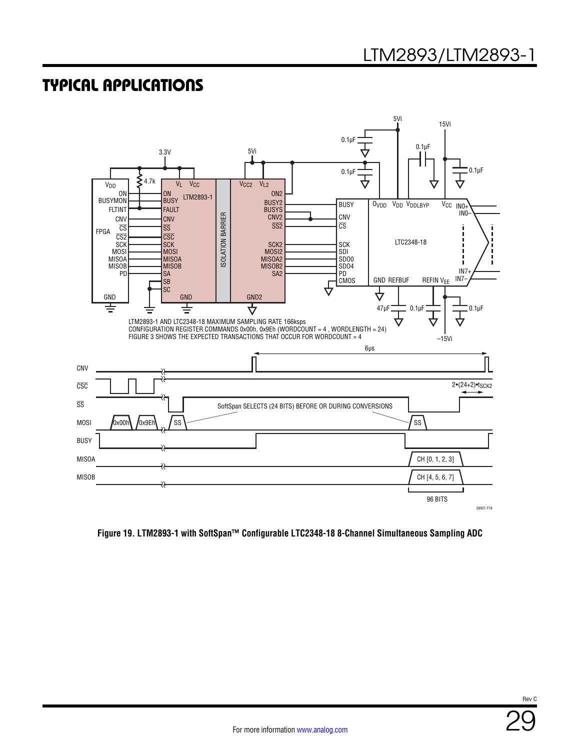## TYPICAL APPLICATIONS

LTM2893-1 AND LTC2348-18 MAXIMUM SAMPLING RATE 166ksps
CONFIGURATION REGISTER COMMANDS 0x00h, 0x9Eh (WORDCOUNT = 4 , WORDLENGTH = 24)
FIGURE 3 SHOWS THE EXPECTED TRANSACTIONS THAT OCCUR FOR WORDCOUNT = 4

**Figure 19. LTM2893-1 with SoftSpan™ Configurable LTC2348-18 8-Channel Simultaneous Sampling ADC**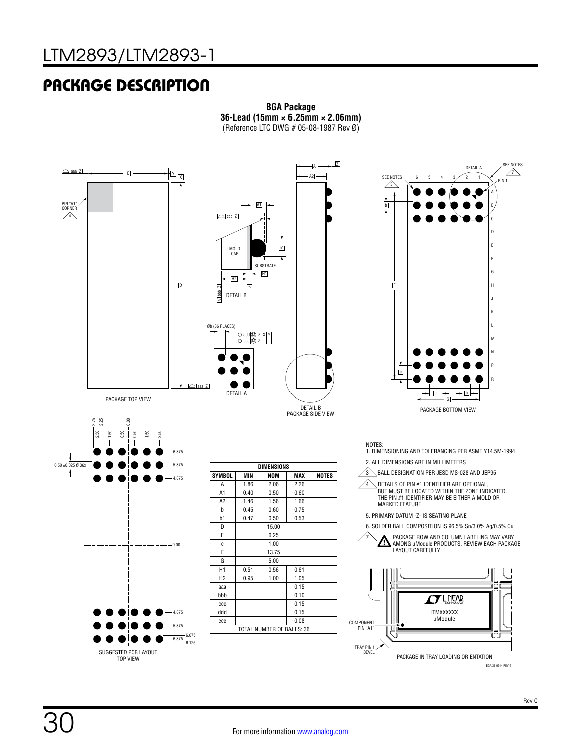## PACKAGE DESCRIPTION

**BGA Package**
**36-Lead (15mm × 6.25mm × 2.06mm)**
(Reference LTC DWG # 05-08-1987 Rev Ø)

PACKAGE TOP VIEW

DETAIL B

DETAIL A

DETAIL B
PACKAGE SIDE VIEW

PACKAGE BOTTOM VIEW

SUGGESTED PCB LAYOUT
TOP VIEW

| DIMENSIONS | | | | |
|---|---|---|---|---|
| SYMBOL | MIN | NOM | MAX | NOTES |
| A | 1.86 | 2.06 | 2.26 | |
| A1 | 0.40 | 0.50 | 0.60 | |
| A2 | 1.46 | 1.56 | 1.66 | |
| b | 0.45 | 0.60 | 0.75 | |
| b1 | 0.47 | 0.50 | 0.53 | |
| D | | 15.00 | | |
| E | | 6.25 | | |
| e | | 1.00 | | |
| F | | 13.75 | | |
| G | | 5.00 | | |
| H1 | 0.51 | 0.56 | 0.61 | |
| H2 | 0.95 | 1.00 | 1.05 | |
| aaa | | | 0.15 | |
| bbb | | | 0.10 | |
| ccc | | | 0.15 | |
| ddd | | | 0.15 | |
| eee | | | 0.08 | |
| TOTAL NUMBER OF BALLS: 36 | | | | |

NOTES:
1. DIMENSIONING AND TOLERANCING PER ASME Y14.5M-1994
2. ALL DIMENSIONS ARE IN MILLIMETERS
3. BALL DESIGNATION PER JESD MS-028 AND JEP95
4. DETAILS OF PIN #1 IDENTIFIER ARE OPTIONAL, BUT MUST BE LOCATED WITHIN THE ZONE INDICATED. THE PIN #1 IDENTIFIER MAY BE EITHER A MOLD OR MARKED FEATURE
5. PRIMARY DATUM -Z- IS SEATING PLANE
6. SOLDER BALL COMPOSITION IS 96.5% Sn/3.0% Ag/0.5% Cu
7. PACKAGE ROW AND COLUMN LABELING MAY VARY AMONG µModule PRODUCTS. REVIEW EACH PACKAGE LAYOUT CAREFULLY

PACKAGE IN TRAY LOADING ORIENTATION

BGA 36 0914 REV Ø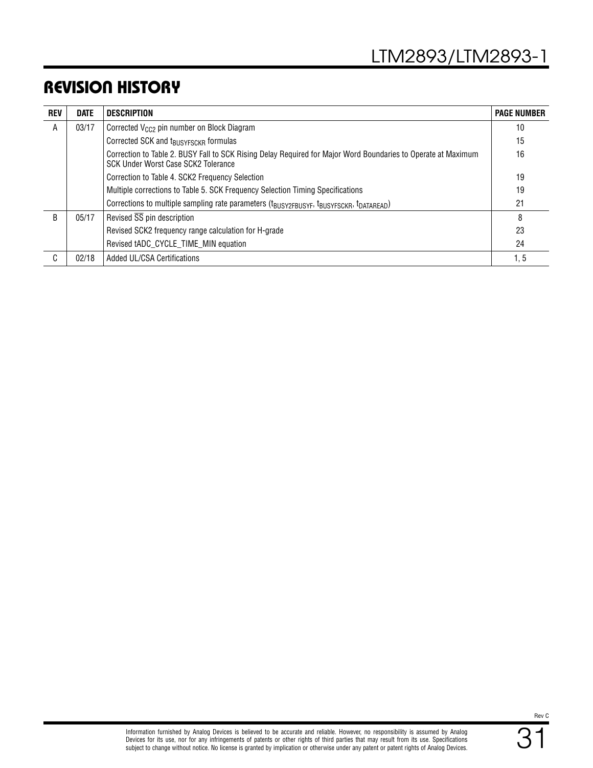# REVISION HISTORY

| REV | DATE | DESCRIPTION | PAGE NUMBER |
|---|---|---|---|
| A | 03/17 | Corrected $V_{CC2}$ pin number on Block Diagram | 10 |
| | | Corrected SCK and $t_{BUSYFSCKR}$ formulas | 15 |
| | | Correction to Table 2. BUSY Fall to SCK Rising Delay Required for Major Word Boundaries to Operate at Maximum SCK Under Worst Case SCK2 Tolerance | 16 |
| | | Correction to Table 4. SCK2 Frequency Selection | 19 |
| | | Multiple corrections to Table 5. SCK Frequency Selection Timing Specifications | 19 |
| | | Corrections to multiple sampling rate parameters ($t_{BUSY2FBUSYF}$, $t_{BUSYFSCKR}$, $t_{DATAREAD}$) | 21 |
| B | 05/17 | Revised $\overline{SS}$ pin description | 8 |
| | | Revised SCK2 frequency range calculation for H-grade | 23 |
| | | Revised tADC_CYCLE_TIME_MIN equation | 24 |
| C | 02/18 | Added UL/CSA Certifications | 1, 5 |

Information furnished by Analog Devices is believed to be accurate and reliable. However, no responsibility is assumed by Analog Devices for its use, nor for any infringements of patents or other rights of third parties that may result from its use. Specifications subject to change without notice. No license is granted by implication or otherwise under any patent or patent rights of Analog Devices.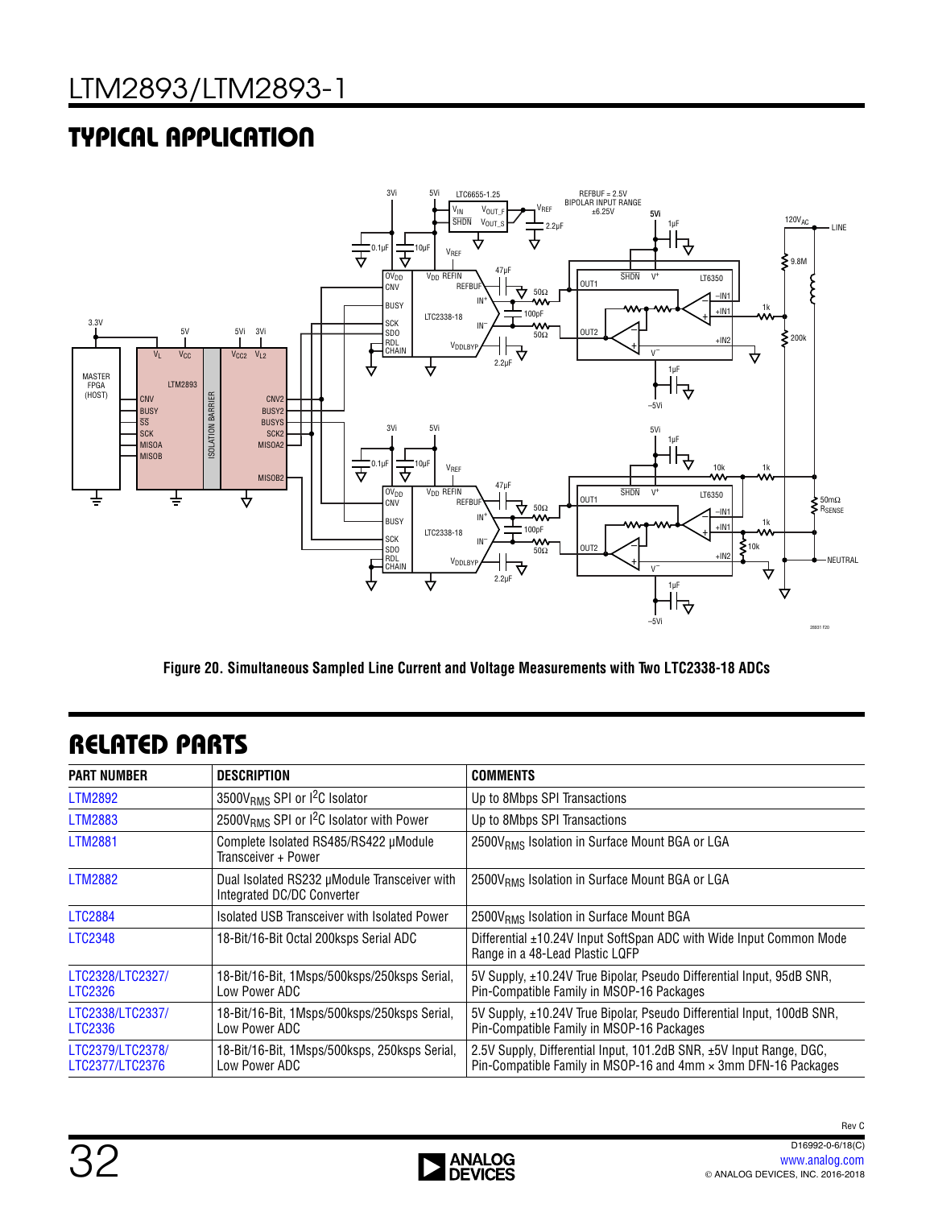## TYPICAL APPLICATION

Figure 20. Simultaneous Sampled Line Current and Voltage Measurements with Two LTC2338-18 ADCs

## RELATED PARTS

| PART NUMBER | DESCRIPTION | COMMENTS |
|---|---|---|
| LTM2892 | $3500V_{RMS}$ SPI or I²C Isolator | Up to 8Mbps SPI Transactions |
| LTM2883 | $2500V_{RMS}$ SPI or I²C Isolator with Power | Up to 8Mbps SPI Transactions |
| LTM2881 | Complete Isolated RS485/RS422 μModule Transceiver + Power | $2500V_{RMS}$ Isolation in Surface Mount BGA or LGA |
| LTM2882 | Dual Isolated RS232 μModule Transceiver with Integrated DC/DC Converter | $2500V_{RMS}$ Isolation in Surface Mount BGA or LGA |
| LTC2884 | Isolated USB Transceiver with Isolated Power | $2500V_{RMS}$ Isolation in Surface Mount BGA |
| LTC2348 | 18-Bit/16-Bit Octal 200ksps Serial ADC | Differential ±10.24V Input SoftSpan ADC with Wide Input Common Mode Range in a 48-Lead Plastic LQFP |
| LTC2328/LTC2327/ LTC2326 | 18-Bit/16-Bit, 1Msps/500ksps/250ksps Serial, Low Power ADC | 5V Supply, ±10.24V True Bipolar, Pseudo Differential Input, 95dB SNR, Pin-Compatible Family in MSOP-16 Packages |
| LTC2338/LTC2337/ LTC2336 | 18-Bit/16-Bit, 1Msps/500ksps/250ksps Serial, Low Power ADC | 5V Supply, ±10.24V True Bipolar, Pseudo Differential Input, 100dB SNR, Pin-Compatible Family in MSOP-16 Packages |
| LTC2379/LTC2378/ LTC2377/LTC2376 | 18-Bit/16-Bit, 1Msps/500ksps, 250ksps Serial, Low Power ADC | 2.5V Supply, Differential Input, 101.2dB SNR, ±5V Input Range, DGC, Pin-Compatible Family in MSOP-16 and 4mm × 3mm DFN-16 Packages |